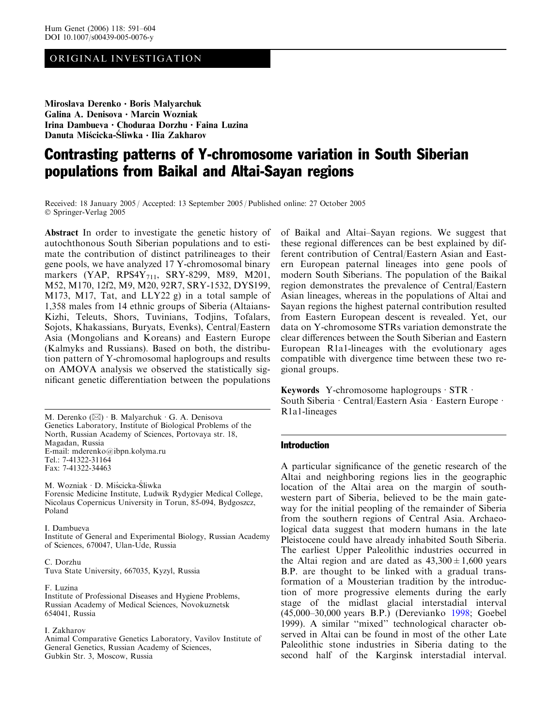ORIGINAL INVESTIGATION

**Miroslava Derenko · Boris Malyarchuk Galina A. Denisova · Marcin Wozniak Irina Dambueva · Choduraa Dorzhu · Faina Luzina Danuta Miścicka-Śliwka · Ilia Zakharov**

# Contrasting patterns of Y-chromosome variation in South Siberian populations from Baikal and Altai-Sayan regions

Received: 18 January 2005 / Accepted: 13 September 2005 / Published online: 27 October 2005
© Springer-Verlag 2005

**Abstract** In order to investigate the genetic history of autochthonous South Siberian populations and to estimate the contribution of distinct patrilineages to their gene pools, we have analyzed 17 Y-chromosomal binary markers (YAP, $RPS4Y_{711}$, SRY-8299, M89, M201, M52, M170, 12f2, M9, M20, 92R7, SRY-1532, DYS199, M173, M17, Tat, and LLY22 g) in a total sample of 1,358 males from 14 ethnic groups of Siberia (Altaians-Kizhi, Teleuts, Shors, Tuvinians, Todjins, Tofalars, Sojots, Khakassians, Buryats, Evenks), Central/Eastern Asia (Mongolians and Koreans) and Eastern Europe (Kalmyks and Russians). Based on both, the distribution pattern of Y-chromosomal haplogroups and results on AMOVA analysis we observed the statistically significant genetic differentiation between the populations of Baikal and Altai–Sayan regions. We suggest that these regional differences can be best explained by different contribution of Central/Eastern Asian and Eastern European paternal lineages into gene pools of modern South Siberians. The population of the Baikal region demonstrates the prevalence of Central/Eastern Asian lineages, whereas in the populations of Altai and Sayan regions the highest paternal contribution resulted from Eastern European descent is revealed. Yet, our data on Y-chromosome STRs variation demonstrate the clear differences between the South Siberian and Eastern European R1a1-lineages with the evolutionary ages compatible with divergence time between these two regional groups.

**Keywords** Y-chromosome haplogroups · STR · South Siberia · Central/Eastern Asia · Eastern Europe · R1a1-lineages

M. Derenko (✉) · B. Malyarchuk · G. A. Denisova
Genetics Laboratory, Institute of Biological Problems of the North, Russian Academy of Sciences, Portovaya str. 18, Magadan, Russia
E-mail: mderenko@ibpn.kolyma.ru
Tel.: 7-41322-31164
Fax: 7-41322-34463

M. Wozniak · D. Miścicka-Śliwka
Forensic Medicine Institute, Ludwik Rydygier Medical College, Nicolaus Copernicus University in Torun, 85-094, Bydgoszcz, Poland

I. Dambueva
Institute of General and Experimental Biology, Russian Academy of Sciences, 670047, Ulan-Ude, Russia

C. Dorzhu
Tuva State University, 667035, Kyzyl, Russia

F. Luzina
Institute of Professional Diseases and Hygiene Problems, Russian Academy of Medical Sciences, Novokuznetsk 654041, Russia

I. Zakharov
Animal Comparative Genetics Laboratory, Vavilov Institute of General Genetics, Russian Academy of Sciences, Gubkin Str. 3, Moscow, Russia

## Introduction

A particular significance of the genetic research of the Altai and neighboring regions lies in the geographic location of the Altai area on the margin of south-western part of Siberia, believed to be the main gateway for the initial peopling of the remainder of Siberia from the southern regions of Central Asia. Archaeological data suggest that modern humans in the late Pleistocene could have already inhabited South Siberia. The earliest Upper Paleolithic industries occurred in the Altai region and are dated as $43{,}300 \pm 1{,}600$ years B.P. are thought to be linked with a gradual transformation of a Mousterian tradition by the introduction of more progressive elements during the early stage of the midlast glacial interstadial interval (45,000–30,000 years B.P.) (Derevianko 1998; Goebel 1999). A similar "mixed" technological character observed in Altai can be found in most of the other Late Paleolithic stone industries in Siberia dating to the second half of the Karginsk interstadial interval.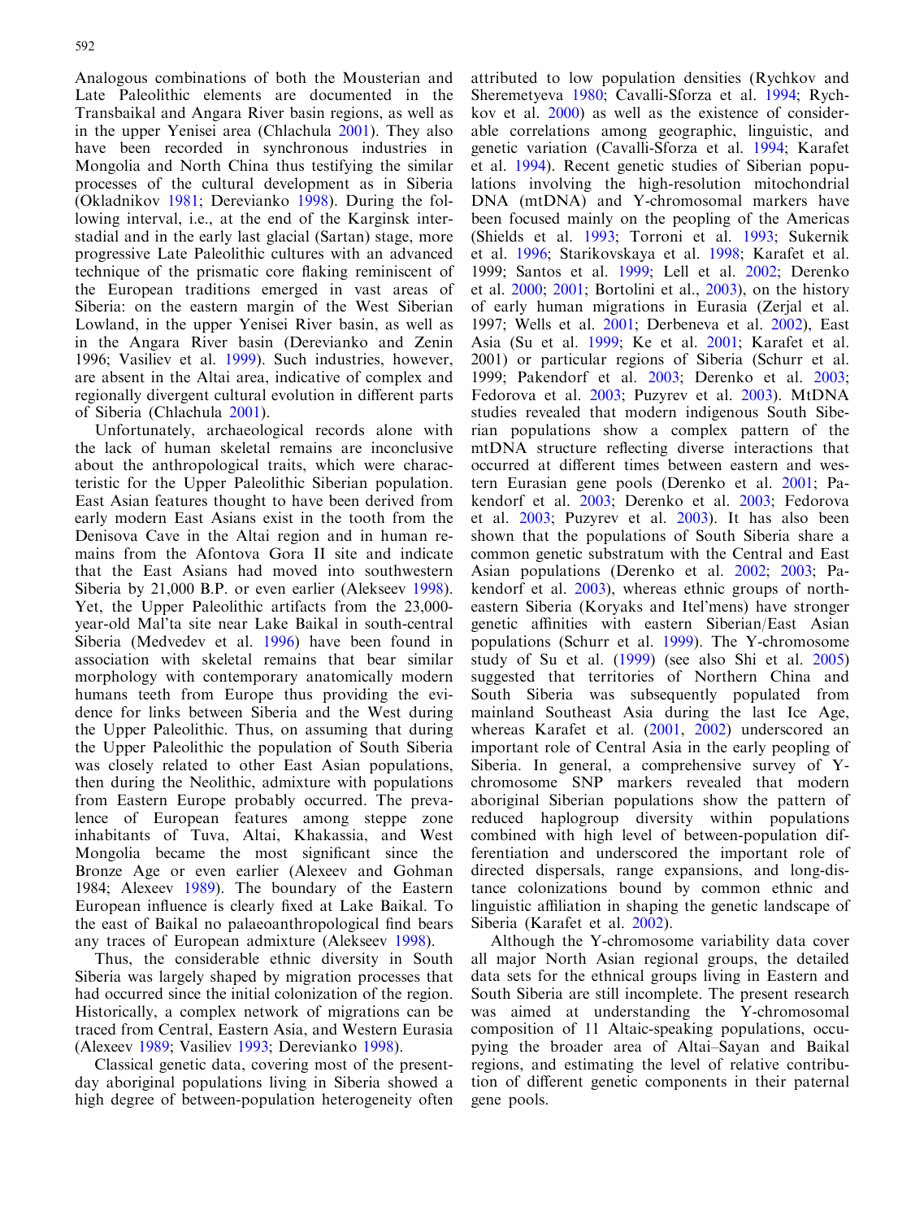Analogous combinations of both the Mousterian and Late Paleolithic elements are documented in the Transbaikal and Angara River basin regions, as well as in the upper Yenisei area (Chlachula 2001). They also have been recorded in synchronous industries in Mongolia and North China thus testifying the similar processes of the cultural development as in Siberia (Okladnikov 1981; Derevianko 1998). During the following interval, i.e., at the end of the Karginsk interstadial and in the early last glacial (Sartan) stage, more progressive Late Paleolithic cultures with an advanced technique of the prismatic core flaking reminiscent of the European traditions emerged in vast areas of Siberia: on the eastern margin of the West Siberian Lowland, in the upper Yenisei River basin, as well as in the Angara River basin (Derevianko and Zenin 1996; Vasiliev et al. 1999). Such industries, however, are absent in the Altai area, indicative of complex and regionally divergent cultural evolution in different parts of Siberia (Chlachula 2001).

Unfortunately, archaeological records alone with the lack of human skeletal remains are inconclusive about the anthropological traits, which were characteristic for the Upper Paleolithic Siberian population. East Asian features thought to have been derived from early modern East Asians exist in the tooth from the Denisova Cave in the Altai region and in human remains from the Afontova Gora II site and indicate that the East Asians had moved into southwestern Siberia by 21,000 B.P. or even earlier (Alekseev 1998). Yet, the Upper Paleolithic artifacts from the 23,000-year-old Mal'ta site near Lake Baikal in south-central Siberia (Medvedev et al. 1996) have been found in association with skeletal remains that bear similar morphology with contemporary anatomically modern humans teeth from Europe thus providing the evidence for links between Siberia and the West during the Upper Paleolithic. Thus, on assuming that during the Upper Paleolithic the population of South Siberia was closely related to other East Asian populations, then during the Neolithic, admixture with populations from Eastern Europe probably occurred. The prevalence of European features among steppe zone inhabitants of Tuva, Altai, Khakassia, and West Mongolia became the most significant since the Bronze Age or even earlier (Alexeev and Gohman 1984; Alexeev 1989). The boundary of the Eastern European influence is clearly fixed at Lake Baikal. To the east of Baikal no palaeoanthropological find bears any traces of European admixture (Alekseev 1998).

Thus, the considerable ethnic diversity in South Siberia was largely shaped by migration processes that had occurred since the initial colonization of the region. Historically, a complex network of migrations can be traced from Central, Eastern Asia, and Western Eurasia (Alexeev 1989; Vasiliev 1993; Derevianko 1998).

Classical genetic data, covering most of the present-day aboriginal populations living in Siberia showed a high degree of between-population heterogeneity often attributed to low population densities (Rychkov and Sheremetyeva 1980; Cavalli-Sforza et al. 1994; Rychkov et al. 2000) as well as the existence of considerable correlations among geographic, linguistic, and genetic variation (Cavalli-Sforza et al. 1994; Karafet et al. 1994). Recent genetic studies of Siberian populations involving the high-resolution mitochondrial DNA (mtDNA) and Y-chromosomal markers have been focused mainly on the peopling of the Americas (Shields et al. 1993; Torroni et al. 1993; Sukernik et al. 1996; Starikovskaya et al. 1998; Karafet et al. 1999; Santos et al. 1999; Lell et al. 2002; Derenko et al. 2000; 2001; Bortolini et al., 2003), on the history of early human migrations in Eurasia (Zerjal et al. 1997; Wells et al. 2001; Derbeneva et al. 2002), East Asia (Su et al. 1999; Ke et al. 2001; Karafet et al. 2001) or particular regions of Siberia (Schurr et al. 1999; Pakendorf et al. 2003; Derenko et al. 2003; Fedorova et al. 2003; Puzyrev et al. 2003). MtDNA studies revealed that modern indigenous South Siberian populations show a complex pattern of the mtDNA structure reflecting diverse interactions that occurred at different times between eastern and western Eurasian gene pools (Derenko et al. 2001; Pakendorf et al. 2003; Derenko et al. 2003; Fedorova et al. 2003; Puzyrev et al. 2003). It has also been shown that the populations of South Siberia share a common genetic substratum with the Central and East Asian populations (Derenko et al. 2002; 2003; Pakendorf et al. 2003), whereas ethnic groups of northeastern Siberia (Koryaks and Itel'mens) have stronger genetic affinities with eastern Siberian/East Asian populations (Schurr et al. 1999). The Y-chromosome study of Su et al. (1999) (see also Shi et al. 2005) suggested that territories of Northern China and South Siberia was subsequently populated from mainland Southeast Asia during the last Ice Age, whereas Karafet et al. (2001, 2002) underscored an important role of Central Asia in the early peopling of Siberia. In general, a comprehensive survey of Y-chromosome SNP markers revealed that modern aboriginal Siberian populations show the pattern of reduced haplogroup diversity within populations combined with high level of between-population differentiation and underscored the important role of directed dispersals, range expansions, and long-distance colonizations bound by common ethnic and linguistic affiliation in shaping the genetic landscape of Siberia (Karafet et al. 2002).

Although the Y-chromosome variability data cover all major North Asian regional groups, the detailed data sets for the ethnical groups living in Eastern and South Siberia are still incomplete. The present research was aimed at understanding the Y-chromosomal composition of 11 Altaic-speaking populations, occupying the broader area of Altai–Sayan and Baikal regions, and estimating the level of relative contribution of different genetic components in their paternal gene pools.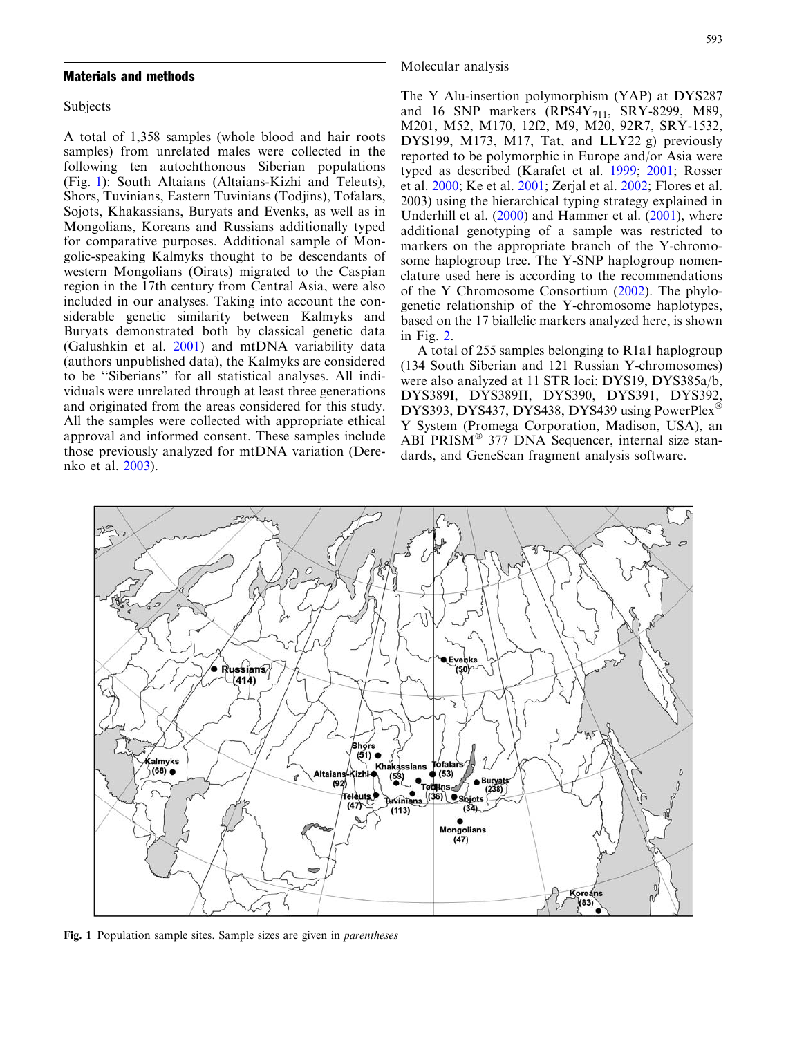## Materials and methods

### Subjects

A total of 1,358 samples (whole blood and hair roots samples) from unrelated males were collected in the following ten autochthonous Siberian populations (Fig. 1): South Altaians (Altaians-Kizhi and Teleuts), Shors, Tuvinians, Eastern Tuvinians (Todjins), Tofalars, Sojots, Khakassians, Buryats and Evenks, as well as in Mongolians, Koreans and Russians additionally typed for comparative purposes. Additional sample of Mongolic-speaking Kalmyks thought to be descendants of western Mongolians (Oirats) migrated to the Caspian region in the 17th century from Central Asia, were also included in our analyses. Taking into account the considerable genetic similarity between Kalmyks and Buryats demonstrated both by classical genetic data (Galushkin et al. 2001) and mtDNA variability data (authors unpublished data), the Kalmyks are considered to be "Siberians" for all statistical analyses. All individuals were unrelated through at least three generations and originated from the areas considered for this study. All the samples were collected with appropriate ethical approval and informed consent. These samples include those previously analyzed for mtDNA variation (Derenko et al. 2003).

### Molecular analysis

The Y Alu-insertion polymorphism (YAP) at DYS287 and 16 SNP markers ($RPS4Y_{711}$, SRY-8299, M89, M201, M52, M170, 12f2, M9, M20, 92R7, SRY-1532, DYS199, M173, M17, Tat, and LLY22 g) previously reported to be polymorphic in Europe and/or Asia were typed as described (Karafet et al. 1999; 2001; Rosser et al. 2000; Ke et al. 2001; Zerjal et al. 2002; Flores et al. 2003) using the hierarchical typing strategy explained in Underhill et al. (2000) and Hammer et al. (2001), where additional genotyping of a sample was restricted to markers on the appropriate branch of the Y-chromosome haplogroup tree. The Y-SNP haplogroup nomenclature used here is according to the recommendations of the Y Chromosome Consortium (2002). The phylogenetic relationship of the Y-chromosome haplotypes, based on the 17 biallelic markers analyzed here, is shown in Fig. 2.

A total of 255 samples belonging to R1a1 haplogroup (134 South Siberian and 121 Russian Y-chromosomes) were also analyzed at 11 STR loci: DYS19, DYS385a/b, DYS389I, DYS389II, DYS390, DYS391, DYS392, DYS393, DYS437, DYS438, DYS439 using PowerPlex® Y System (Promega Corporation, Madison, USA), an ABI PRISM® 377 DNA Sequencer, internal size standards, and GeneScan fragment analysis software.

**Fig. 1** Population sample sites. Sample sizes are given in *parentheses*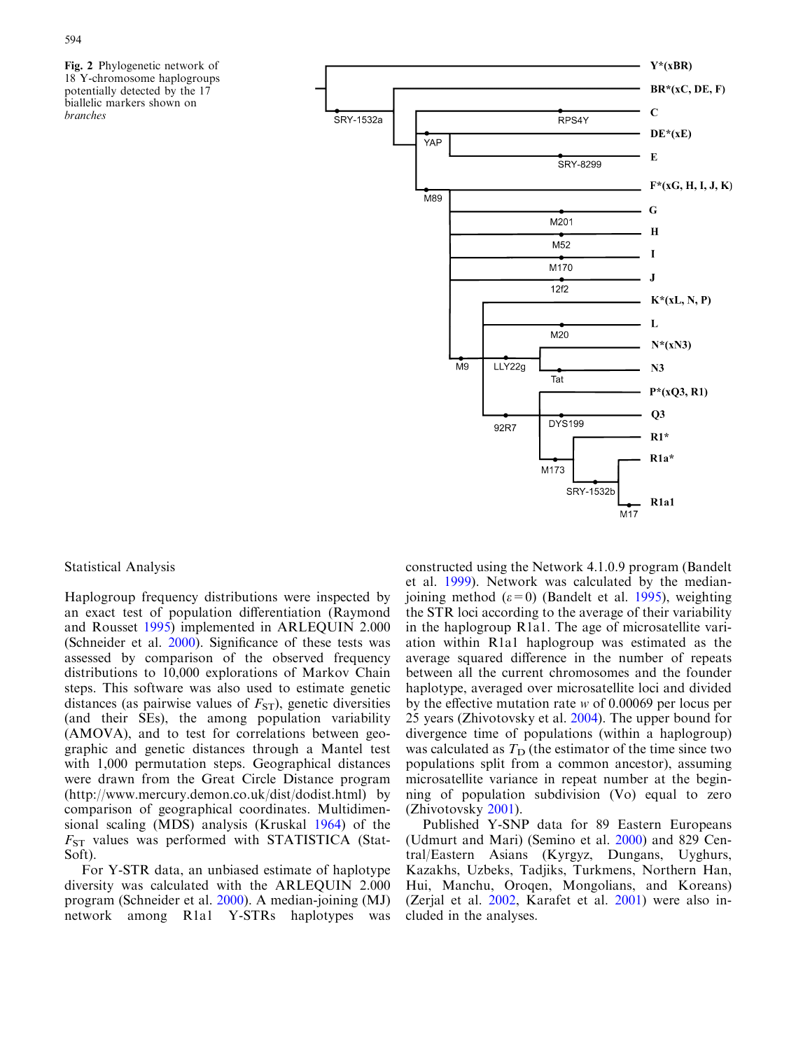**Fig. 2** Phylogenetic network of 18 Y-chromosome haplogroups potentially detected by the 17 biallelic markers shown on *branches*

## Statistical Analysis

Haplogroup frequency distributions were inspected by an exact test of population differentiation (Raymond and Rousset 1995) implemented in ARLEQUIN 2.000 (Schneider et al. 2000). Significance of these tests was assessed by comparison of the observed frequency distributions to 10,000 explorations of Markov Chain steps. This software was also used to estimate genetic distances (as pairwise values of $F_{ST}$), genetic diversities (and their SEs), the among population variability (AMOVA), and to test for correlations between geographic and genetic distances through a Mantel test with 1,000 permutation steps. Geographical distances were drawn from the Great Circle Distance program (http://www.mercury.demon.co.uk/dist/dodist.html) by comparison of geographical coordinates. Multidimensional scaling (MDS) analysis (Kruskal 1964) of the $F_{ST}$ values was performed with STATISTICA (StatSoft).

For Y-STR data, an unbiased estimate of haplotype diversity was calculated with the ARLEQUIN 2.000 program (Schneider et al. 2000). A median-joining (MJ) network among R1a1 Y-STRs haplotypes was constructed using the Network 4.1.0.9 program (Bandelt et al. 1999). Network was calculated by the median-joining method ($\varepsilon = 0$) (Bandelt et al. 1995), weighting the STR loci according to the average of their variability in the haplogroup R1a1. The age of microsatellite variation within R1a1 haplogroup was estimated as the average squared difference in the number of repeats between all the current chromosomes and the founder haplotype, averaged over microsatellite loci and divided by the effective mutation rate $w$ of 0.00069 per locus per 25 years (Zhivotovsky et al. 2004). The upper bound for divergence time of populations (within a haplogroup) was calculated as $T_D$ (the estimator of the time since two populations split from a common ancestor), assuming microsatellite variance in repeat number at the beginning of population subdivision (Vo) equal to zero (Zhivotovsky 2001).

Published Y-SNP data for 89 Eastern Europeans (Udmurt and Mari) (Semino et al. 2000) and 829 Central/Eastern Asians (Kyrgyz, Dungans, Uyghurs, Kazakhs, Uzbeks, Tadjiks, Turkmens, Northern Han, Hui, Manchu, Oroqen, Mongolians, and Koreans) (Zerjal et al. 2002, Karafet et al. 2001) were also included in the analyses.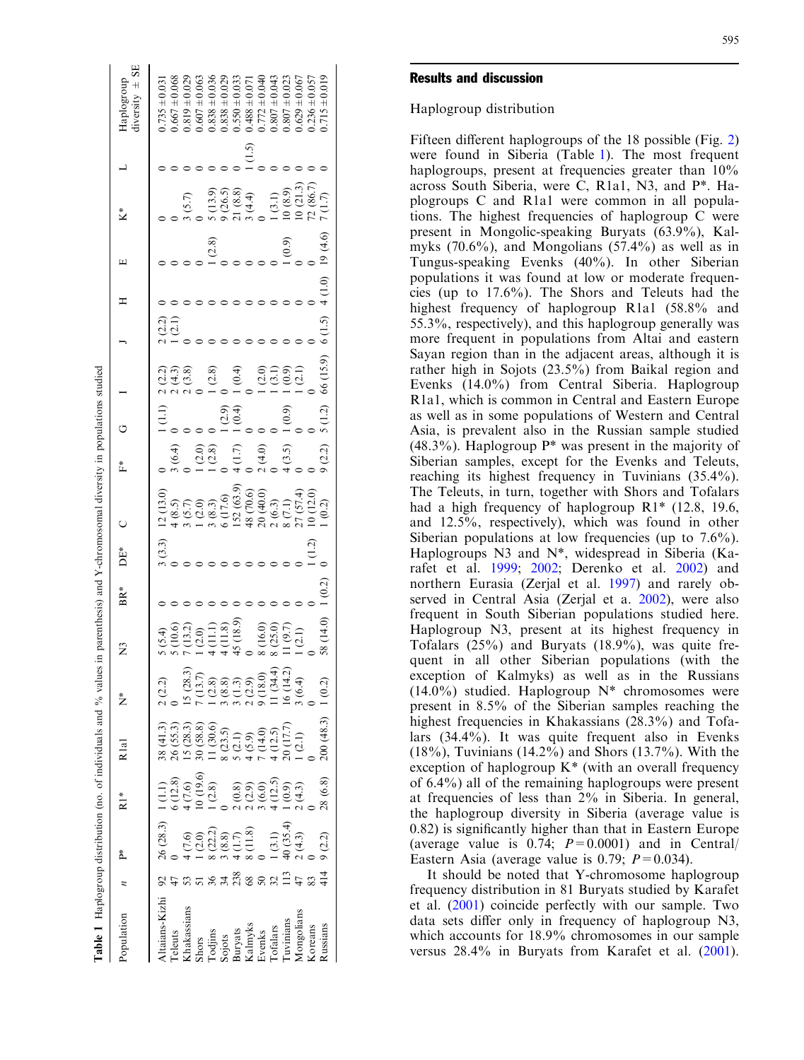**Table 1** Haplogroup distribution (no. of individuals and % values in parenthesis) and Y-chromosomal diversity in populations studied

| Population | *n* | P* | R1* | R1a1 | N* | N3 | BR* | DE* | C | F* | G | I | J | H | E | K* | L | Haplogroup diversity ± SE |
|---|---|---|---|---|---|---|---|---|---|---|---|---|---|---|---|---|---|---|
| Altaians-Kizhi | 92 | 26 (28.3) | 1 (1.1) | 38 (41.3) | 2 (2.2) | 5 (5.4) | 0 | 3 (3.3) | 12 (13.0) | 0 | 1 (1.1) | 2 (2.2) | 2 (2.2) | 0 | 0 | 0 | 0 | 0.735 ± 0.031 |
| Teleuts | 47 | 0 | 6 (12.8) | 26 (55.3) | 0 | 5 (10.6) | 0 | 0 | 4 (8.5) | 3 (6.4) | 0 | 2 (4.3) | 1 (2.1) | 0 | 0 | 0 | 0 | 0.667 ± 0.068 |
| Khakassians | 53 | 4 (7.6) | 4 (7.6) | 15 (28.3) | 15 (28.3) | 7 (13.2) | 0 | 0 | 3 (5.7) | 0 | 0 | 2 (3.8) | 0 | 0 | 0 | 3 (5.7) | 0 | 0.819 ± 0.029 |
| Shors | 51 | 1 (2.0) | 10 (19.6) | 30 (58.8) | 7 (13.7) | 1 (2.0) | 0 | 0 | 1 (2.0) | 1 (2.0) | 0 | 0 | 0 | 0 | 0 | 0 | 0 | 0.607 ± 0.063 |
| Todjins | 36 | 8 (22.2) | 1 (2.8) | 11 (30.6) | 1 (2.8) | 4 (11.1) | 0 | 0 | 3 (8.3) | 1 (2.8) | 0 | 1 (2.8) | 0 | 0 | 1 (2.8) | 5 (13.9) | 0 | 0.838 ± 0.036 |
| Sojots | 34 | 3 (8.8) | 0 | 8 (23.5) | 3 (8.8) | 4 (11.8) | 0 | 0 | 6 (17.6) | 0 | 1 (2.9) | 0 | 0 | 0 | 0 | 9 (26.5) | 0 | 0.838 ± 0.029 |
| Buryats | 238 | 4 (1.7) | 2 (0.8) | 5 (2.1) | 3 (1.3) | 45 (18.9) | 0 | 0 | 152 (63.9) | 4 (1.7) | 1 (0.4) | 1 (0.4) | 0 | 0 | 0 | 21 (8.8) | 0 | 0.550 ± 0.033 |
| Kalmyks | 68 | 8 (11.8) | 2 (2.9) | 4 (5.9) | 2 (2.9) | 0 | 0 | 0 | 48 (70.6) | 0 | 0 | 0 | 0 | 0 | 0 | 3 (4.4) | 1 (1.5) | 0.488 ± 0.071 |
| Evenks | 50 | 0 | 3 (6.0) | 7 (14.0) | 9 (18.0) | 8 (16.0) | 0 | 0 | 20 (40.0) | 2 (4.0) | 0 | 1 (2.0) | 0 | 0 | 0 | 0 | 0 | 0.772 ± 0.040 |
| Tofalars | 32 | 1 (3.1) | 4 (12.5) | 4 (12.5) | 11 (34.4) | 8 (25.0) | 0 | 0 | 2 (6.3) | 0 | 0 | 1 (3.1) | 0 | 0 | 0 | 1 (3.1) | 0 | 0.807 ± 0.043 |
| Tuvinians | 113 | 40 (35.4) | 1 (0.9) | 20 (17.7) | 16 (14.2) | 11 (9.7) | 0 | 0 | 8 (7.1) | 4 (3.5) | 1 (0.9) | 1 (0.9) | 0 | 0 | 1 (0.9) | 10 (8.9) | 0 | 0.807 ± 0.023 |
| Mongolians | 47 | 2 (4.3) | 2 (4.3) | 1 (2.1) | 3 (6.4) | 1 (2.1) | 0 | 0 | 27 (57.4) | 0 | 0 | 1 (2.1) | 0 | 0 | 0 | 10 (21.3) | 0 | 0.629 ± 0.067 |
| Koreans | 83 | 0 | 0 | 0 | 0 | 0 | 0 | 1 (1.2) | 10 (12.0) | 0 | 0 | 0 | 0 | 0 | 0 | 72 (86.7) | 0 | 0.236 ± 0.057 |
| Russians | 414 | 9 (2.2) | 28 (6.8) | 200 (48.3) | 1 (0.2) | 58 (14.0) | 1 (0.2) | 0 | 1 (0.2) | 9 (2.2) | 5 (1.2) | 66 (15.9) | 6 (1.5) | 4 (1.0) | 19 (4.6) | 7 (1.7) | 0 | 0.715 ± 0.019 |

## Results and discussion

### Haplogroup distribution

Fifteen different haplogroups of the 18 possible (Fig. 2) were found in Siberia (Table 1). The most frequent haplogroups, present at frequencies greater than 10% across South Siberia, were C, R1a1, N3, and P*. Haplogroups C and R1a1 were common in all populations. The highest frequencies of haplogroup C were present in Mongolic-speaking Buryats (63.9%), Kalmyks (70.6%), and Mongolians (57.4%) as well as in Tungus-speaking Evenks (40%). In other Siberian populations it was found at low or moderate frequencies (up to 17.6%). The Shors and Teleuts had the highest frequency of haplogroup R1a1 (58.8% and 55.3%, respectively), and this haplogroup generally was more frequent in populations from Altai and eastern Sayan region than in the adjacent areas, although it is rather high in Sojots (23.5%) from Baikal region and Evenks (14.0%) from Central Siberia. Haplogroup R1a1, which is common in Central and Eastern Europe as well as in some populations of Western and Central Asia, is prevalent also in the Russian sample studied (48.3%). Haplogroup P* was present in the majority of Siberian samples, except for the Evenks and Teleuts, reaching its highest frequency in Tuvinians (35.4%). The Teleuts, in turn, together with Shors and Tofalars had a high frequency of haplogroup R1* (12.8, 19.6, and 12.5%, respectively), which was found in other Siberian populations at low frequencies (up to 7.6%). Haplogroups N3 and N*, widespread in Siberia (Karafet et al. 1999; 2002; Derenko et al. 2002) and northern Eurasia (Zerjal et al. 1997) and rarely observed in Central Asia (Zerjal et a. 2002), were also frequent in South Siberian populations studied here. Haplogroup N3, present at its highest frequency in Tofalars (25%) and Buryats (18.9%), was quite frequent in all other Siberian populations (with the exception of Kalmyks) as well as in the Russians (14.0%) studied. Haplogroup N* chromosomes were present in 8.5% of the Siberian samples reaching the highest frequencies in Khakassians (28.3%) and Tofalars (34.4%). It was quite frequent also in Evenks (18%), Tuvinians (14.2%) and Shors (13.7%). With the exception of haplogroup K* (with an overall frequency of 6.4%) all of the remaining haplogroups were present at frequencies of less than 2% in Siberia. In general, the haplogroup diversity in Siberia (average value is 0.82) is significantly higher than that in Eastern Europe (average value is 0.74; $P = 0.0001$) and in Central/Eastern Asia (average value is 0.79; $P = 0.034$).

It should be noted that Y-chromosome haplogroup frequency distribution in 81 Buryats studied by Karafet et al. (2001) coincide perfectly with our sample. Two data sets differ only in frequency of haplogroup N3, which accounts for 18.9% chromosomes in our sample versus 28.4% in Buryats from Karafet et al. (2001).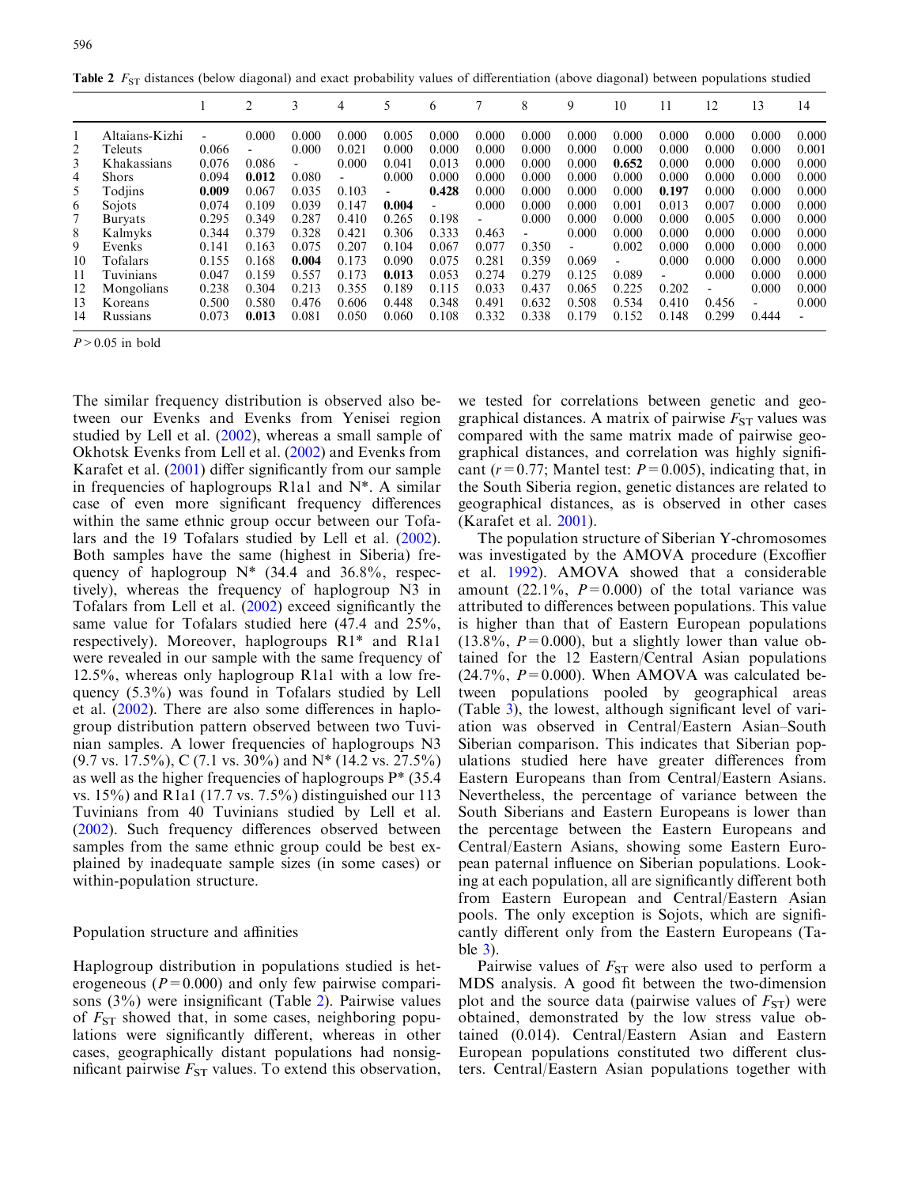**Table 2** $F_{ST}$ distances (below diagonal) and exact probability values of differentiation (above diagonal) between populations studied

| | | 1 | 2 | 3 | 4 | 5 | 6 | 7 | 8 | 9 | 10 | 11 | 12 | 13 | 14 |
|---|---|---|---|---|---|---|---|---|---|---|---|---|---|---|---|
| 1 | Altaians-Kizhi | - | 0.000 | 0.000 | 0.000 | 0.005 | 0.000 | 0.000 | 0.000 | 0.000 | 0.000 | 0.000 | 0.000 | 0.000 | 0.000 |
| 2 | Teleuts | 0.066 | - | 0.000 | 0.021 | 0.000 | 0.000 | 0.000 | 0.000 | 0.000 | 0.000 | 0.000 | 0.000 | 0.000 | 0.001 |
| 3 | Khakassians | 0.076 | 0.086 | - | 0.000 | 0.041 | 0.013 | 0.000 | 0.000 | 0.000 | **0.652** | 0.000 | 0.000 | 0.000 | 0.000 |
| 4 | Shors | 0.094 | **0.012** | 0.080 | - | 0.000 | 0.000 | 0.000 | 0.000 | 0.000 | 0.000 | 0.000 | 0.000 | 0.000 | 0.000 |
| 5 | Todjins | **0.009** | 0.067 | 0.035 | 0.103 | - | **0.428** | 0.000 | 0.000 | 0.000 | 0.000 | **0.197** | 0.000 | 0.000 | 0.000 |
| 6 | Sojots | 0.074 | 0.109 | 0.039 | 0.147 | **0.004** | - | 0.000 | 0.000 | 0.000 | 0.001 | 0.013 | 0.007 | 0.000 | 0.000 |
| 7 | Buryats | 0.295 | 0.349 | 0.287 | 0.410 | 0.265 | 0.198 | - | 0.000 | 0.000 | 0.000 | 0.000 | 0.005 | 0.000 | 0.000 |
| 8 | Kalmyks | 0.344 | 0.379 | 0.328 | 0.421 | 0.306 | 0.333 | 0.463 | - | 0.000 | 0.000 | 0.000 | 0.000 | 0.000 | 0.000 |
| 9 | Evenks | 0.141 | 0.163 | 0.075 | 0.207 | 0.104 | 0.067 | 0.077 | 0.350 | - | 0.002 | 0.000 | 0.000 | 0.000 | 0.000 |
| 10 | Tofalars | 0.155 | 0.168 | **0.004** | 0.173 | 0.090 | 0.075 | 0.281 | 0.359 | 0.069 | - | 0.000 | 0.000 | 0.000 | 0.000 |
| 11 | Tuvinians | 0.047 | 0.159 | 0.557 | 0.173 | **0.013** | 0.053 | 0.274 | 0.279 | 0.125 | 0.089 | - | 0.000 | 0.000 | 0.000 |
| 12 | Mongolians | 0.238 | 0.304 | 0.213 | 0.355 | 0.189 | 0.115 | 0.033 | 0.437 | 0.065 | 0.225 | 0.202 | - | 0.000 | 0.000 |
| 13 | Koreans | 0.500 | 0.580 | 0.476 | 0.606 | 0.448 | 0.348 | 0.491 | 0.632 | 0.508 | 0.534 | 0.410 | 0.456 | - | 0.000 |
| 14 | Russians | 0.073 | **0.013** | 0.081 | 0.050 | 0.060 | 0.108 | 0.332 | 0.338 | 0.179 | 0.152 | 0.148 | 0.299 | 0.444 | - |

$P > 0.05$ in bold

The similar frequency distribution is observed also between our Evenks and Evenks from Yenisei region studied by Lell et al. (2002), whereas a small sample of Okhotsk Evenks from Lell et al. (2002) and Evenks from Karafet et al. (2001) differ significantly from our sample in frequencies of haplogroups R1a1 and N*. A similar case of even more significant frequency differences within the same ethnic group occur between our Tofalars and the 19 Tofalars studied by Lell et al. (2002). Both samples have the same (highest in Siberia) frequency of haplogroup N* (34.4 and 36.8%, respectively), whereas the frequency of haplogroup N3 in Tofalars from Lell et al. (2002) exceed significantly the same value for Tofalars studied here (47.4 and 25%, respectively). Moreover, haplogroups R1* and R1a1 were revealed in our sample with the same frequency of 12.5%, whereas only haplogroup R1a1 with a low frequency (5.3%) was found in Tofalars studied by Lell et al. (2002). There are also some differences in haplogroup distribution pattern observed between two Tuvinian samples. A lower frequencies of haplogroups N3 (9.7 vs. 17.5%), C (7.1 vs. 30%) and N* (14.2 vs. 27.5%) as well as the higher frequencies of haplogroups P* (35.4 vs. 15%) and R1a1 (17.7 vs. 7.5%) distinguished our 113 Tuvinians from 40 Tuvinians studied by Lell et al. (2002). Such frequency differences observed between samples from the same ethnic group could be best explained by inadequate sample sizes (in some cases) or within-population structure.

## Population structure and affinities

Haplogroup distribution in populations studied is heterogeneous ($P = 0.000$) and only few pairwise comparisons (3%) were insignificant (Table 2). Pairwise values of $F_{ST}$ showed that, in some cases, neighboring populations were significantly different, whereas in other cases, geographically distant populations had nonsignificant pairwise $F_{ST}$ values. To extend this observation, we tested for correlations between genetic and geographical distances. A matrix of pairwise $F_{ST}$ values was compared with the same matrix made of pairwise geographical distances, and correlation was highly significant ($r = 0.77$; Mantel test: $P = 0.005$), indicating that, in the South Siberia region, genetic distances are related to geographical distances, as is observed in other cases (Karafet et al. 2001).

The population structure of Siberian Y-chromosomes was investigated by the AMOVA procedure (Excoffier et al. 1992). AMOVA showed that a considerable amount (22.1%, $P = 0.000$) of the total variance was attributed to differences between populations. This value is higher than that of Eastern European populations (13.8%, $P = 0.000$), but a slightly lower than value obtained for the 12 Eastern/Central Asian populations (24.7%, $P = 0.000$). When AMOVA was calculated between populations pooled by geographical areas (Table 3), the lowest, although significant level of variation was observed in Central/Eastern Asian–South Siberian comparison. This indicates that Siberian populations studied here have greater differences from Eastern Europeans than from Central/Eastern Asians. Nevertheless, the percentage of variance between the South Siberians and Eastern Europeans is lower than the percentage between the Eastern Europeans and Central/Eastern Asians, showing some Eastern European paternal influence on Siberian populations. Looking at each population, all are significantly different both from Eastern European and Central/Eastern Asian pools. The only exception is Sojots, which are significantly different only from the Eastern Europeans (Table 3).

Pairwise values of $F_{ST}$ were also used to perform a MDS analysis. A good fit between the two-dimension plot and the source data (pairwise values of $F_{ST}$) were obtained, demonstrated by the low stress value obtained (0.014). Central/Eastern Asian and Eastern European populations constituted two different clusters. Central/Eastern Asian populations together with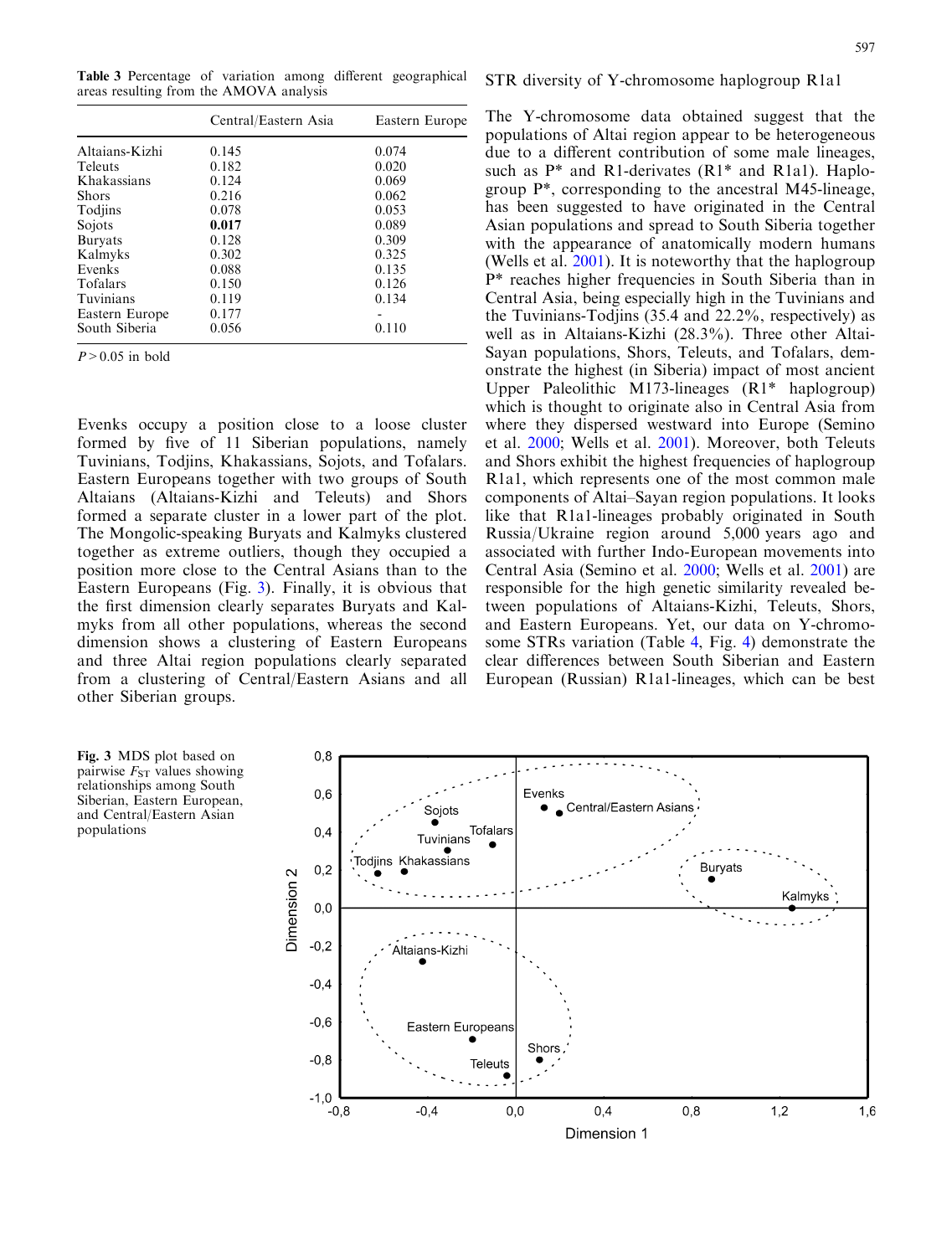**Table 3** Percentage of variation among different geographical areas resulting from the AMOVA analysis

| | Central/Eastern Asia | Eastern Europe |
|---|---|---|
| Altaians-Kizhi | 0.145 | 0.074 |
| Teleuts | 0.182 | 0.020 |
| Khakassians | 0.124 | 0.069 |
| Shors | 0.216 | 0.062 |
| Todjins | 0.078 | 0.053 |
| Sojots | **0.017** | 0.089 |
| Buryats | 0.128 | 0.309 |
| Kalmyks | 0.302 | 0.325 |
| Evenks | 0.088 | 0.135 |
| Tofalars | 0.150 | 0.126 |
| Tuvinians | 0.119 | 0.134 |
| Eastern Europe | 0.177 | - |
| South Siberia | 0.056 | 0.110 |

$P > 0.05$ in bold

Evenks occupy a position close to a loose cluster formed by five of 11 Siberian populations, namely Tuvinians, Todjins, Khakassians, Sojots, and Tofalars. Eastern Europeans together with two groups of South Altaians (Altaians-Kizhi and Teleuts) and Shors formed a separate cluster in a lower part of the plot. The Mongolic-speaking Buryats and Kalmyks clustered together as extreme outliers, though they occupied a position more close to the Central Asians than to the Eastern Europeans (Fig. 3). Finally, it is obvious that the first dimension clearly separates Buryats and Kalmyks from all other populations, whereas the second dimension shows a clustering of Eastern Europeans and three Altai region populations clearly separated from a clustering of Central/Eastern Asians and all other Siberian groups.

**Fig. 3** MDS plot based on pairwise $F_{ST}$ values showing relationships among South Siberian, Eastern European, and Central/Eastern Asian populations

## STR diversity of Y-chromosome haplogroup R1a1

The Y-chromosome data obtained suggest that the populations of Altai region appear to be heterogeneous due to a different contribution of some male lineages, such as P* and R1-derivates (R1* and R1a1). Haplogroup P*, corresponding to the ancestral M45-lineage, has been suggested to have originated in the Central Asian populations and spread to South Siberia together with the appearance of anatomically modern humans (Wells et al. 2001). It is noteworthy that the haplogroup P* reaches higher frequencies in South Siberia than in Central Asia, being especially high in the Tuvinians and the Tuvinians-Todjins (35.4 and 22.2%, respectively) as well as in Altaians-Kizhi (28.3%). Three other Altai-Sayan populations, Shors, Teleuts, and Tofalars, demonstrate the highest (in Siberia) impact of most ancient Upper Paleolithic M173-lineages (R1* haplogroup) which is thought to originate also in Central Asia from where they dispersed westward into Europe (Semino et al. 2000; Wells et al. 2001). Moreover, both Teleuts and Shors exhibit the highest frequencies of haplogroup R1a1, which represents one of the most common male components of Altai–Sayan region populations. It looks like that R1a1-lineages probably originated in South Russia/Ukraine region around 5,000 years ago and associated with further Indo-European movements into Central Asia (Semino et al. 2000; Wells et al. 2001) are responsible for the high genetic similarity revealed between populations of Altaians-Kizhi, Teleuts, Shors, and Eastern Europeans. Yet, our data on Y-chromosome STRs variation (Table 4, Fig. 4) demonstrate the clear differences between South Siberian and Eastern European (Russian) R1a1-lineages, which can be best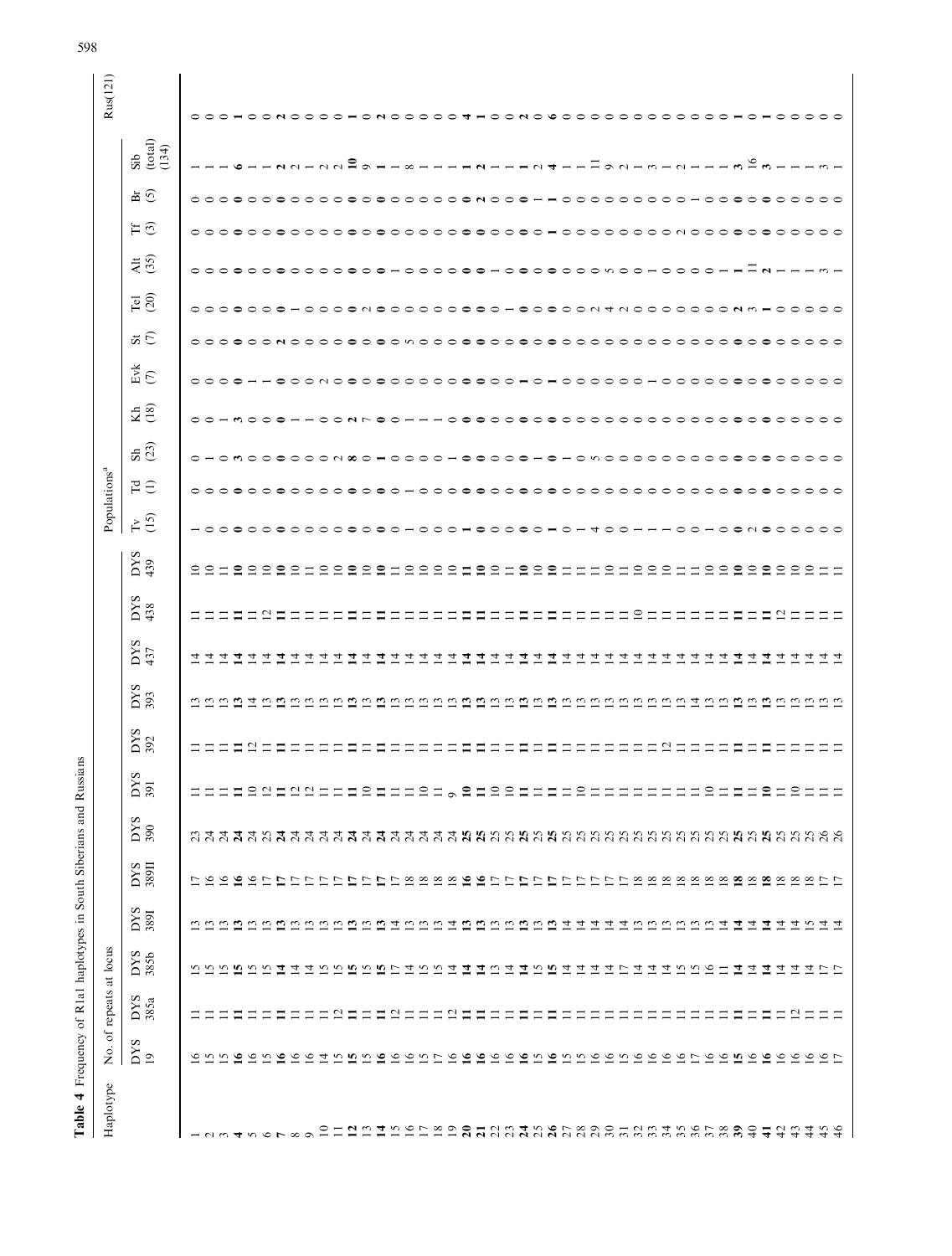**Table 4** Frequency of R1a1 haplotypes in South Siberians and Russians

| Haplotype | No. of repeats at locus | | | | | | | | | | | | Populations[a] | | | | | | | | | | | |
|---|---|---|---|---|---|---|---|---|---|---|---|---|---|---|---|---|---|---|---|---|---|---|---|---|
| | DYS 19 | DYS 385a | DYS 385b | DYS 389I | DYS 389II | DYS 390 | DYS 391 | DYS 392 | DYS 393 | DYS 437 | DYS 438 | DYS 439 | Tv (15) | Td (1) | Sh (23) | Kh (18) | Evk (7) | St (7) | Tel (20) | Alt (35) | Tf (3) | Br (5) | Sib (total) (134) | Rus(121) |
| 1 | 16 | 11 | 15 | 13 | 17 | 23 | 11 | 11 | 13 | 14 | 11 | 10 | 1 | 0 | 0 | 0 | 0 | 0 | 0 | 0 | 0 | 0 | 1 | 0 |
| 2 | 15 | 11 | 15 | 13 | 16 | 24 | 11 | 11 | 13 | 14 | 11 | 10 | 0 | 0 | 1 | 0 | 0 | 0 | 0 | 0 | 0 | 0 | 1 | 0 |
| 3 | 15 | 11 | 15 | 13 | 16 | 24 | 11 | 11 | 13 | 14 | 11 | 11 | 0 | 0 | 0 | 1 | 0 | 0 | 0 | 0 | 0 | 0 | 1 | 0 |
| **4** | **16** | **11** | **15** | **13** | **16** | **24** | **11** | **11** | **13** | **14** | **11** | **10** | **0** | **0** | **3** | **3** | **0** | **0** | **0** | **0** | **0** | **0** | **6** | **1** |
| 5 | 16 | 11 | 15 | 13 | 16 | 24 | 10 | 12 | 14 | 14 | 11 | 11 | 0 | 0 | 0 | 0 | 1 | 0 | 0 | 0 | 0 | 0 | 1 | 0 |
| 6 | 15 | 11 | 15 | 13 | 17 | 25 | 12 | 11 | 13 | 14 | 12 | 10 | 0 | 0 | 0 | 0 | 1 | 0 | 0 | 0 | 0 | 0 | 1 | 0 |
| **7** | **16** | **11** | **14** | **13** | **17** | **24** | **11** | **11** | **13** | **14** | **11** | **10** | **0** | **0** | **0** | **0** | **0** | **2** | **0** | **0** | **0** | **0** | **2** | **2** |
| 8 | 16 | 11 | 14 | 13 | 17 | 24 | 12 | 11 | 13 | 14 | 11 | 10 | 0 | 0 | 0 | 1 | 0 | 0 | 1 | 0 | 0 | 0 | 2 | 0 |
| 9 | 16 | 11 | 14 | 13 | 17 | 24 | 12 | 11 | 13 | 14 | 11 | 11 | 0 | 0 | 0 | 1 | 0 | 0 | 0 | 0 | 0 | 0 | 1 | 0 |
| 10 | 14 | 11 | 15 | 13 | 17 | 24 | 11 | 11 | 13 | 14 | 11 | 11 | 0 | 0 | 0 | 0 | 2 | 0 | 0 | 0 | 0 | 0 | 2 | 0 |
| 11 | 15 | 12 | 15 | 13 | 17 | 24 | 11 | 11 | 13 | 14 | 11 | 10 | 0 | 0 | 2 | 0 | 0 | 0 | 0 | 0 | 0 | 0 | 2 | 0 |
| **12** | **15** | **11** | **15** | **13** | **17** | **24** | **11** | **11** | **13** | **14** | **11** | **10** | **0** | **0** | **8** | **2** | **0** | **0** | **0** | **0** | **0** | **0** | **10** | **1** |
| 13 | 15 | 11 | 15 | 13 | 17 | 24 | 10 | 11 | 13 | 14 | 11 | 10 | 0 | 0 | 0 | 7 | 0 | 0 | 2 | 0 | 0 | 0 | 9 | 0 |
| **14** | **16** | **11** | **15** | **13** | **17** | **24** | **11** | **11** | **13** | **14** | **11** | **10** | **0** | **0** | **1** | **0** | **0** | **0** | **0** | **0** | **0** | **0** | **1** | **2** |
| 15 | 16 | 12 | 17 | 14 | 17 | 24 | 11 | 11 | 13 | 14 | 11 | 11 | 0 | 0 | 0 | 0 | 0 | 0 | 0 | 1 | 0 | 0 | 1 | 0 |
| 16 | 16 | 11 | 14 | 13 | 18 | 24 | 11 | 11 | 13 | 14 | 11 | 10 | 1 | 1 | 0 | 1 | 0 | 5 | 0 | 0 | 0 | 0 | 8 | 0 |
| 17 | 15 | 11 | 15 | 13 | 18 | 24 | 10 | 11 | 13 | 14 | 11 | 10 | 0 | 0 | 0 | 1 | 0 | 0 | 0 | 0 | 0 | 0 | 1 | 0 |
| 18 | 17 | 11 | 15 | 13 | 18 | 24 | 11 | 11 | 13 | 14 | 11 | 10 | 0 | 0 | 0 | 1 | 0 | 0 | 0 | 0 | 0 | 0 | 1 | 0 |
| 19 | 16 | 12 | 14 | 14 | 18 | 24 | 9 | 11 | 13 | 14 | 11 | 10 | 0 | 0 | 1 | 0 | 0 | 0 | 0 | 0 | 0 | 0 | 1 | 0 |
| **20** | **16** | **11** | **14** | **13** | **16** | **25** | **10** | **11** | **13** | **14** | **11** | **11** | **1** | **0** | **0** | **0** | **0** | **0** | **0** | **0** | **0** | **0** | **1** | **4** |
| **21** | **16** | **11** | **14** | **13** | **16** | **25** | **11** | **11** | **13** | **14** | **11** | **10** | **0** | **0** | **0** | **0** | **0** | **0** | **0** | **0** | **0** | **2** | **2** | **1** |
| 22 | 16 | 11 | 13 | 13 | 17 | 25 | 10 | 11 | 13 | 14 | 11 | 10 | 0 | 0 | 0 | 0 | 0 | 0 | 0 | 1 | 0 | 0 | 1 | 0 |
| 23 | 16 | 11 | 14 | 13 | 17 | 25 | 10 | 11 | 13 | 14 | 11 | 11 | 0 | 0 | 0 | 0 | 0 | 0 | 1 | 0 | 0 | 0 | 1 | 0 |
| **24** | **16** | **11** | **14** | **13** | **17** | **25** | **11** | **11** | **13** | **14** | **11** | **10** | **0** | **0** | **0** | **0** | **1** | **0** | **0** | **0** | **0** | **0** | **1** | **2** |
| 25 | 15 | 11 | 15 | 13 | 17 | 25 | 11 | 11 | 13 | 14 | 11 | 10 | 0 | 0 | 1 | 0 | 0 | 0 | 0 | 0 | 0 | 1 | 2 | 0 |
| **26** | **16** | **11** | **15** | **13** | **17** | **25** | **11** | **11** | **13** | **14** | **11** | **10** | **1** | **0** | **0** | **0** | **1** | **0** | **0** | **0** | **1** | **1** | **4** | **6** |
| 27 | 15 | 11 | 14 | 14 | 17 | 25 | 11 | 11 | 13 | 14 | 11 | 11 | 0 | 0 | 1 | 0 | 0 | 0 | 0 | 0 | 0 | 0 | 1 | 0 |
| 28 | 15 | 11 | 14 | 14 | 17 | 25 | 10 | 11 | 13 | 14 | 11 | 11 | 1 | 0 | 0 | 0 | 0 | 0 | 0 | 0 | 0 | 0 | 1 | 0 |
| 29 | 16 | 11 | 14 | 14 | 17 | 25 | 11 | 11 | 13 | 14 | 11 | 11 | 4 | 0 | 5 | 0 | 0 | 0 | 2 | 0 | 0 | 0 | 11 | 0 |
| 30 | 16 | 11 | 14 | 14 | 17 | 25 | 11 | 11 | 13 | 14 | 11 | 10 | 0 | 0 | 0 | 0 | 0 | 0 | 4 | 5 | 0 | 0 | 9 | 0 |
| 31 | 15 | 11 | 17 | 14 | 17 | 25 | 11 | 11 | 13 | 14 | 10 | 11 | 0 | 0 | 0 | 0 | 0 | 0 | 2 | 0 | 0 | 0 | 2 | 0 |
| 32 | 16 | 11 | 14 | 13 | 18 | 25 | 11 | 11 | 13 | 14 | 11 | 10 | 1 | 0 | 0 | 0 | 0 | 0 | 0 | 0 | 0 | 0 | 1 | 0 |
| 33 | 16 | 11 | 14 | 13 | 18 | 25 | 11 | 11 | 13 | 14 | 11 | 10 | 1 | 0 | 0 | 0 | 1 | 0 | 0 | 1 | 0 | 0 | 3 | 0 |
| 34 | 16 | 11 | 14 | 13 | 18 | 25 | 11 | 12 | 13 | 14 | 11 | 10 | 1 | 0 | 0 | 0 | 0 | 0 | 0 | 0 | 0 | 0 | 1 | 0 |
| 35 | 16 | 11 | 15 | 13 | 18 | 25 | 11 | 11 | 13 | 14 | 11 | 11 | 0 | 0 | 0 | 0 | 0 | 0 | 0 | 0 | 2 | 0 | 2 | 0 |
| 36 | 17 | 11 | 15 | 13 | 18 | 25 | 11 | 11 | 14 | 14 | 11 | 11 | 1 | 0 | 0 | 0 | 0 | 0 | 0 | 0 | 0 | 0 | 1 | 0 |
| 37 | 16 | 11 | 16 | 13 | 18 | 25 | 10 | 11 | 13 | 14 | 11 | 10 | 0 | 0 | 0 | 0 | 0 | 0 | 0 | 0 | 0 | 1 | 1 | 0 |
| 38 | 16 | 11 | 11 | 14 | 18 | 25 | 11 | 11 | 13 | 14 | 11 | 10 | 0 | 0 | 0 | 0 | 0 | 0 | 0 | 1 | 0 | 0 | 1 | 0 |
| **39** | **15** | **11** | **14** | **14** | **18** | **25** | **11** | **11** | **13** | **14** | **11** | **10** | **0** | **0** | **0** | **0** | **0** | **0** | **2** | **1** | **0** | **0** | **3** | **1** |
| 40 | 16 | 11 | 14 | 14 | 18 | 25 | 11 | 11 | 13 | 14 | 11 | 10 | 2 | 0 | 0 | 0 | 0 | 0 | 3 | 11 | 0 | 0 | 16 | 0 |
| **41** | **16** | **11** | **14** | **14** | **18** | **25** | **10** | **11** | **13** | **14** | **11** | **10** | **0** | **0** | **0** | **0** | **0** | **0** | **1** | **2** | **0** | **0** | **3** | **1** |
| 42 | 16 | 11 | 14 | 14 | 18 | 25 | 11 | 11 | 13 | 14 | 12 | 10 | 0 | 0 | 0 | 0 | 0 | 0 | 0 | 1 | 0 | 0 | 1 | 0 |
| 43 | 16 | 12 | 14 | 14 | 18 | 25 | 10 | 11 | 13 | 14 | 11 | 10 | 0 | 0 | 0 | 0 | 0 | 0 | 0 | 1 | 0 | 0 | 1 | 0 |
| 44 | 16 | 11 | 14 | 15 | 18 | 25 | 11 | 11 | 13 | 14 | 11 | 10 | 0 | 0 | 0 | 0 | 0 | 0 | 0 | 1 | 0 | 0 | 1 | 0 |
| 45 | 16 | 11 | 17 | 14 | 17 | 26 | 11 | 11 | 13 | 14 | 11 | 11 | 0 | 0 | 0 | 0 | 0 | 0 | 0 | 3 | 0 | 0 | 3 | 0 |
| 46 | 17 | 11 | 17 | 14 | 17 | 26 | 11 | 11 | 13 | 14 | 11 | 11 | 0 | 0 | 0 | 0 | 0 | 0 | 0 | 1 | 0 | 0 | 1 | 0 |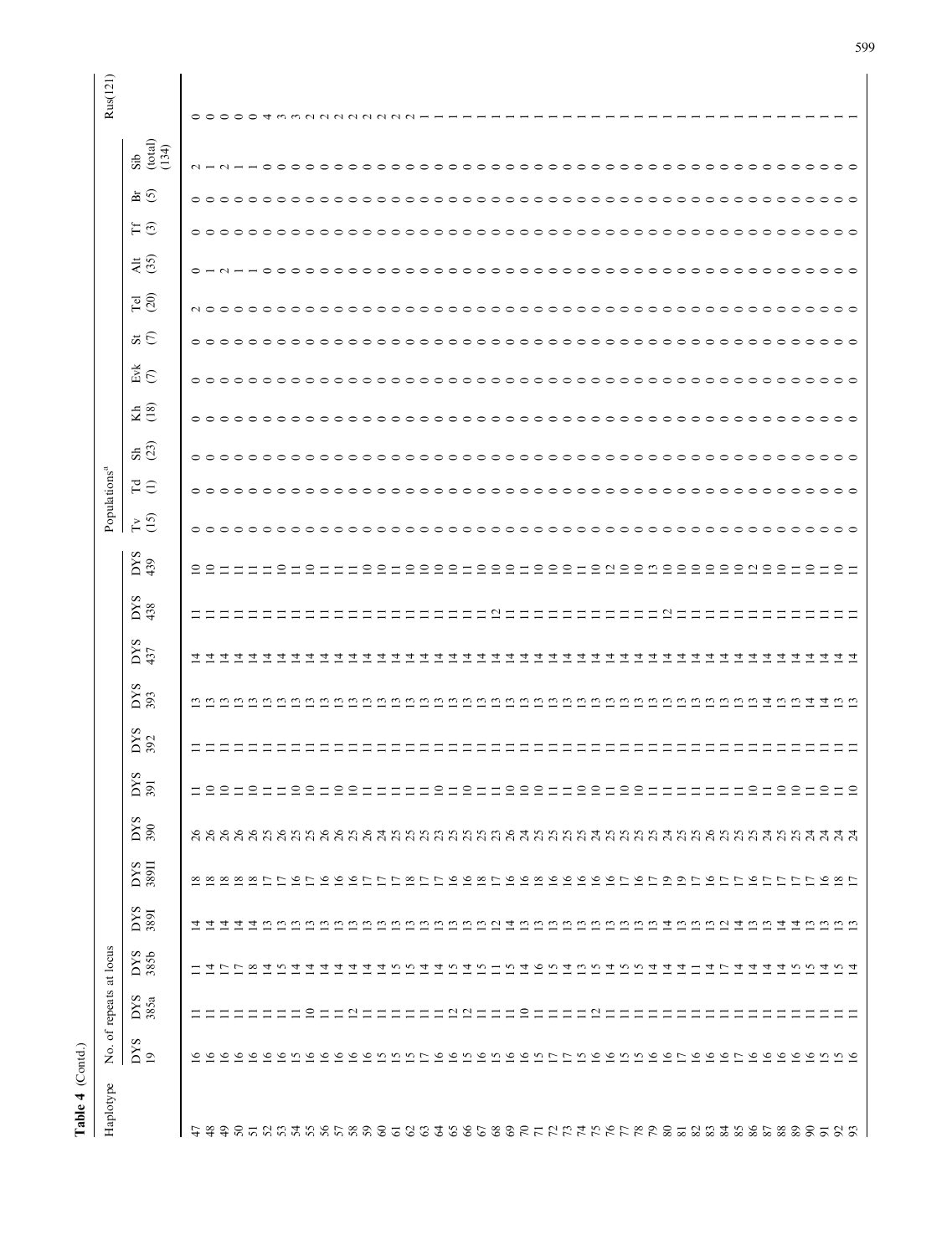**Table 4** (Contd.)

| Haplotype | No. of repeats at locus | | | | | | | | | | | | Populations[a] | | | | | | | | | | | |
|---|---|---|---|---|---|---|---|---|---|---|---|---|---|---|---|---|---|---|---|---|---|---|---|---|
| | DYS 19 | DYS 385a | DYS 385b | DYS 389I | DYS 389II | DYS 390 | DYS 391 | DYS 392 | DYS 393 | DYS 437 | DYS 438 | DYS 439 | Tv (15) | Td (1) | Sh (23) | Kh (18) | Evk (7) | St (7) | Tel (20) | Alt (35) | Tf (3) | Br (5) | Sib (total) (134) | Rus(121) |
| 47 | 16 | 11 | 11 | 14 | 18 | 26 | 11 | 11 | 13 | 14 | 11 | 10 | 0 | 0 | 0 | 0 | 0 | 0 | 2 | 0 | 0 | 0 | 2 | 0 |
| 48 | 16 | 11 | 14 | 14 | 18 | 26 | 10 | 11 | 13 | 14 | 11 | 10 | 0 | 0 | 0 | 0 | 0 | 0 | 0 | 1 | 0 | 0 | 1 | 0 |
| 49 | 16 | 11 | 17 | 14 | 18 | 26 | 10 | 11 | 13 | 14 | 11 | 11 | 0 | 0 | 0 | 0 | 0 | 0 | 0 | 2 | 0 | 0 | 2 | 0 |
| 50 | 16 | 11 | 17 | 14 | 18 | 26 | 11 | 11 | 13 | 14 | 11 | 11 | 0 | 0 | 0 | 0 | 0 | 0 | 0 | 1 | 0 | 0 | 1 | 0 |
| 51 | 16 | 11 | 18 | 14 | 18 | 26 | 10 | 11 | 13 | 14 | 11 | 11 | 0 | 0 | 0 | 0 | 0 | 0 | 0 | 1 | 0 | 0 | 1 | 0 |
| 52 | 16 | 11 | 14 | 13 | 17 | 25 | 11 | 11 | 13 | 14 | 11 | 11 | 0 | 0 | 0 | 0 | 0 | 0 | 0 | 0 | 0 | 0 | 0 | 4 |
| 53 | 16 | 11 | 15 | 13 | 17 | 26 | 11 | 11 | 13 | 14 | 11 | 10 | 0 | 0 | 0 | 0 | 0 | 0 | 0 | 0 | 0 | 0 | 0 | 3 |
| 54 | 15 | 11 | 14 | 13 | 16 | 25 | 10 | 11 | 13 | 14 | 11 | 11 | 0 | 0 | 0 | 0 | 0 | 0 | 0 | 0 | 0 | 0 | 0 | 3 |
| 55 | 16 | 10 | 14 | 13 | 17 | 25 | 10 | 11 | 13 | 14 | 11 | 10 | 0 | 0 | 0 | 0 | 0 | 0 | 0 | 0 | 0 | 0 | 0 | 2 |
| 56 | 16 | 11 | 14 | 13 | 16 | 26 | 11 | 11 | 13 | 14 | 11 | 11 | 0 | 0 | 0 | 0 | 0 | 0 | 0 | 0 | 0 | 0 | 0 | 2 |
| 57 | 16 | 11 | 14 | 13 | 16 | 26 | 10 | 11 | 13 | 14 | 11 | 11 | 0 | 0 | 0 | 0 | 0 | 0 | 0 | 0 | 0 | 0 | 0 | 2 |
| 58 | 16 | 12 | 14 | 13 | 16 | 25 | 10 | 11 | 13 | 14 | 11 | 11 | 0 | 0 | 0 | 0 | 0 | 0 | 0 | 0 | 0 | 0 | 0 | 2 |
| 59 | 16 | 11 | 14 | 13 | 17 | 26 | 11 | 11 | 13 | 14 | 11 | 10 | 0 | 0 | 0 | 0 | 0 | 0 | 0 | 0 | 0 | 0 | 0 | 2 |
| 60 | 15 | 11 | 14 | 13 | 17 | 24 | 11 | 11 | 13 | 14 | 11 | 10 | 0 | 0 | 0 | 0 | 0 | 0 | 0 | 0 | 0 | 0 | 0 | 2 |
| 61 | 15 | 11 | 15 | 13 | 17 | 25 | 11 | 11 | 13 | 14 | 11 | 11 | 0 | 0 | 0 | 0 | 0 | 0 | 0 | 0 | 0 | 0 | 0 | 2 |
| 62 | 15 | 11 | 15 | 13 | 18 | 25 | 11 | 11 | 13 | 14 | 11 | 10 | 0 | 0 | 0 | 0 | 0 | 0 | 0 | 0 | 0 | 0 | 0 | 2 |
| 63 | 17 | 11 | 14 | 13 | 17 | 23 | 11 | 11 | 13 | 14 | 11 | 10 | 0 | 0 | 0 | 0 | 0 | 0 | 0 | 0 | 0 | 0 | 0 | 1 |
| 64 | 16 | 11 | 14 | 13 | 17 | 23 | 10 | 11 | 13 | 14 | 11 | 10 | 0 | 0 | 0 | 0 | 0 | 0 | 0 | 0 | 0 | 0 | 0 | 1 |
| 65 | 16 | 12 | 15 | 13 | 16 | 25 | 11 | 11 | 13 | 14 | 11 | 11 | 0 | 0 | 0 | 0 | 0 | 0 | 0 | 0 | 0 | 0 | 0 | 1 |
| 66 | 15 | 12 | 14 | 13 | 16 | 25 | 10 | 11 | 13 | 14 | 11 | 10 | 0 | 0 | 0 | 0 | 0 | 0 | 0 | 0 | 0 | 0 | 0 | 1 |
| 67 | 16 | 11 | 15 | 13 | 18 | 25 | 11 | 11 | 13 | 14 | 11 | 10 | 0 | 0 | 0 | 0 | 0 | 0 | 0 | 0 | 0 | 0 | 0 | 1 |
| 68 | 15 | 11 | 11 | 12 | 17 | 23 | 11 | 11 | 13 | 14 | 12 | 10 | 0 | 0 | 0 | 0 | 0 | 0 | 0 | 0 | 0 | 0 | 0 | 1 |
| 69 | 16 | 11 | 15 | 14 | 16 | 26 | 10 | 11 | 13 | 14 | 11 | 10 | 0 | 0 | 0 | 0 | 0 | 0 | 0 | 0 | 0 | 0 | 0 | 1 |
| 70 | 16 | 10 | 14 | 13 | 16 | 24 | 10 | 11 | 13 | 14 | 11 | 11 | 0 | 0 | 0 | 0 | 0 | 0 | 0 | 0 | 0 | 0 | 0 | 1 |
| 71 | 15 | 11 | 16 | 13 | 18 | 25 | 11 | 11 | 13 | 14 | 11 | 10 | 0 | 0 | 0 | 0 | 0 | 0 | 0 | 0 | 0 | 0 | 0 | 1 |
| 72 | 17 | 11 | 15 | 13 | 16 | 25 | 11 | 11 | 13 | 14 | 11 | 10 | 0 | 0 | 0 | 0 | 0 | 0 | 0 | 0 | 0 | 0 | 0 | 1 |
| 73 | 17 | 11 | 14 | 13 | 16 | 25 | 11 | 11 | 13 | 14 | 11 | 10 | 0 | 0 | 0 | 0 | 0 | 0 | 0 | 0 | 0 | 0 | 0 | 1 |
| 74 | 15 | 11 | 13 | 13 | 16 | 25 | 10 | 11 | 13 | 14 | 11 | 11 | 0 | 0 | 0 | 0 | 0 | 0 | 0 | 0 | 0 | 0 | 0 | 1 |
| 75 | 16 | 12 | 15 | 13 | 16 | 24 | 10 | 11 | 13 | 14 | 11 | 10 | 0 | 0 | 0 | 0 | 0 | 0 | 0 | 0 | 0 | 0 | 0 | 1 |
| 76 | 16 | 11 | 14 | 13 | 16 | 25 | 11 | 11 | 13 | 14 | 11 | 12 | 0 | 0 | 0 | 0 | 0 | 0 | 0 | 0 | 0 | 0 | 0 | 1 |
| 77 | 16 | 11 | 15 | 13 | 17 | 25 | 10 | 11 | 13 | 14 | 11 | 10 | 0 | 0 | 0 | 0 | 0 | 0 | 0 | 0 | 0 | 0 | 0 | 1 |
| 78 | 15 | 11 | 15 | 13 | 16 | 25 | 10 | 11 | 13 | 14 | 11 | 10 | 0 | 0 | 0 | 0 | 0 | 0 | 0 | 0 | 0 | 0 | 0 | 1 |
| 79 | 15 | 11 | 14 | 13 | 17 | 25 | 11 | 11 | 13 | 14 | 11 | 13 | 0 | 0 | 0 | 0 | 0 | 0 | 0 | 0 | 0 | 0 | 0 | 1 |
| 80 | 16 | 11 | 14 | 14 | 19 | 24 | 11 | 11 | 13 | 14 | 12 | 10 | 0 | 0 | 0 | 0 | 0 | 0 | 0 | 0 | 0 | 0 | 0 | 1 |
| 81 | 16 | 11 | 14 | 13 | 19 | 25 | 11 | 11 | 13 | 14 | 11 | 10 | 0 | 0 | 0 | 0 | 0 | 0 | 0 | 0 | 0 | 0 | 0 | 1 |
| 82 | 17 | 11 | 11 | 13 | 17 | 25 | 11 | 11 | 13 | 14 | 11 | 10 | 0 | 0 | 0 | 0 | 0 | 0 | 0 | 0 | 0 | 0 | 0 | 1 |
| 83 | 16 | 11 | 14 | 13 | 16 | 26 | 11 | 11 | 13 | 14 | 11 | 10 | 0 | 0 | 0 | 0 | 0 | 0 | 0 | 0 | 0 | 0 | 0 | 1 |
| 84 | 16 | 11 | 17 | 12 | 17 | 25 | 11 | 11 | 13 | 14 | 11 | 10 | 0 | 0 | 0 | 0 | 0 | 0 | 0 | 0 | 0 | 0 | 0 | 1 |
| 85 | 16 | 11 | 14 | 14 | 17 | 25 | 11 | 11 | 13 | 14 | 11 | 10 | 0 | 0 | 0 | 0 | 0 | 0 | 0 | 0 | 0 | 0 | 0 | 1 |
| 86 | 17 | 11 | 14 | 13 | 16 | 25 | 10 | 11 | 13 | 14 | 11 | 12 | 0 | 0 | 0 | 0 | 0 | 0 | 0 | 0 | 0 | 0 | 0 | 1 |
| 87 | 16 | 11 | 14 | 13 | 17 | 24 | 11 | 11 | 14 | 14 | 11 | 10 | 0 | 0 | 0 | 0 | 0 | 0 | 0 | 0 | 0 | 0 | 0 | 1 |
| 88 | 16 | 11 | 14 | 14 | 17 | 25 | 10 | 11 | 13 | 14 | 11 | 10 | 0 | 0 | 0 | 0 | 0 | 0 | 0 | 0 | 0 | 0 | 0 | 1 |
| 89 | 16 | 11 | 15 | 14 | 17 | 25 | 10 | 11 | 13 | 14 | 11 | 11 | 0 | 0 | 0 | 0 | 0 | 0 | 0 | 0 | 0 | 0 | 0 | 1 |
| 90 | 16 | 11 | 15 | 13 | 17 | 24 | 11 | 11 | 14 | 14 | 11 | 10 | 0 | 0 | 0 | 0 | 0 | 0 | 0 | 0 | 0 | 0 | 0 | 1 |
| 91 | 15 | 11 | 14 | 13 | 16 | 24 | 10 | 11 | 14 | 14 | 11 | 11 | 0 | 0 | 0 | 0 | 0 | 0 | 0 | 0 | 0 | 0 | 0 | 1 |
| 92 | 15 | 11 | 15 | 13 | 18 | 24 | 11 | 11 | 13 | 14 | 11 | 10 | 0 | 0 | 0 | 0 | 0 | 0 | 0 | 0 | 0 | 0 | 0 | 1 |
| 93 | 16 | 11 | 14 | 13 | 17 | 24 | 10 | 11 | 13 | 14 | 11 | 11 | 0 | 0 | 0 | 0 | 0 | 0 | 0 | 0 | 0 | 0 | 0 | 1 |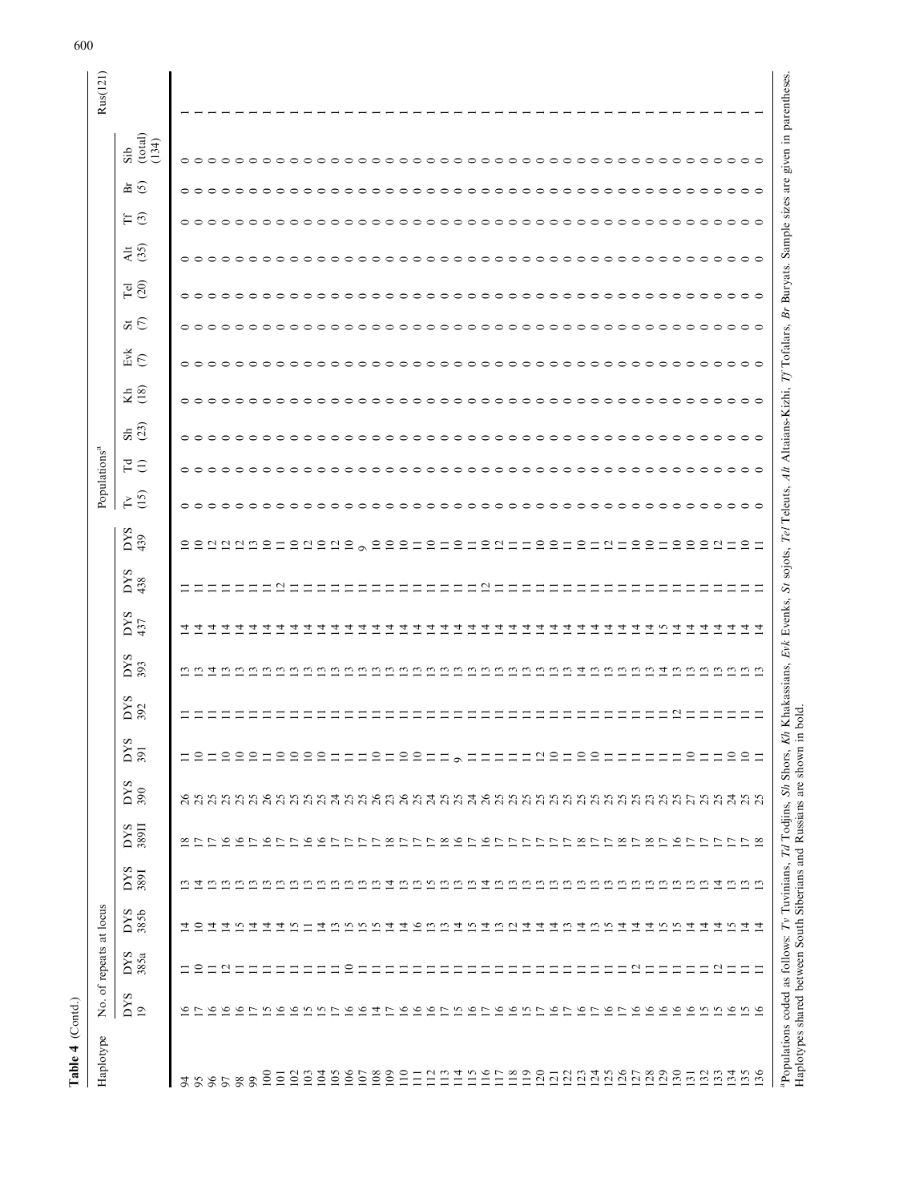**Table 4** (Contd.)

| Haplotype | No. of repeats at locus | | | | | | | | | | | | Populations[a] | | | | | | | | | | | Rus(121) |
|---|---|---|---|---|---|---|---|---|---|---|---|---|---|---|---|---|---|---|---|---|---|---|---|---|
| | DYS 19 | DYS 385a | DYS 385b | DYS 389I | DYS 389II | DYS 390 | DYS 391 | DYS 392 | DYS 393 | DYS 437 | DYS 438 | DYS 439 | Tv (15) | Td (1) | Sh (23) | Kh (18) | Evk (7) | St (7) | Tel (20) | Alt (35) | Tf (3) | Br (5) | Sib (total) (134) | |
| 94 | 16 | 11 | 14 | 13 | 18 | 26 | 11 | 11 | 13 | 14 | 11 | 10 | 0 | 0 | 0 | 0 | 0 | 0 | 0 | 0 | 0 | 0 | 0 | 1 |
| 95 | 17 | 10 | 10 | 14 | 17 | 25 | 10 | 11 | 13 | 14 | 11 | 10 | 0 | 0 | 0 | 0 | 0 | 0 | 0 | 0 | 0 | 0 | 0 | 1 |
| 96 | 16 | 11 | 14 | 13 | 17 | 25 | 11 | 11 | 14 | 14 | 11 | 12 | 0 | 0 | 0 | 0 | 0 | 0 | 0 | 0 | 0 | 0 | 0 | 1 |
| 97 | 16 | 12 | 14 | 13 | 16 | 25 | 10 | 11 | 13 | 14 | 11 | 12 | 0 | 0 | 0 | 0 | 0 | 0 | 0 | 0 | 0 | 0 | 0 | 1 |
| 98 | 16 | 11 | 15 | 13 | 16 | 25 | 10 | 11 | 13 | 14 | 11 | 12 | 0 | 0 | 0 | 0 | 0 | 0 | 0 | 0 | 0 | 0 | 0 | 1 |
| 99 | 17 | 11 | 14 | 13 | 17 | 25 | 10 | 11 | 13 | 14 | 11 | 13 | 0 | 0 | 0 | 0 | 0 | 0 | 0 | 0 | 0 | 0 | 0 | 1 |
| 100 | 15 | 11 | 14 | 13 | 16 | 26 | 11 | 11 | 13 | 14 | 11 | 10 | 0 | 0 | 0 | 0 | 0 | 0 | 0 | 0 | 0 | 0 | 0 | 1 |
| 101 | 16 | 11 | 14 | 13 | 17 | 25 | 10 | 11 | 13 | 14 | 12 | 11 | 0 | 0 | 0 | 0 | 0 | 0 | 0 | 0 | 0 | 0 | 0 | 1 |
| 102 | 16 | 11 | 15 | 13 | 17 | 25 | 10 | 11 | 13 | 14 | 11 | 10 | 0 | 0 | 0 | 0 | 0 | 0 | 0 | 0 | 0 | 0 | 0 | 1 |
| 103 | 15 | 11 | 11 | 13 | 16 | 25 | 10 | 11 | 13 | 14 | 11 | 12 | 0 | 0 | 0 | 0 | 0 | 0 | 0 | 0 | 0 | 0 | 0 | 1 |
| 104 | 15 | 11 | 14 | 13 | 16 | 25 | 10 | 11 | 13 | 14 | 11 | 10 | 0 | 0 | 0 | 0 | 0 | 0 | 0 | 0 | 0 | 0 | 0 | 1 |
| 105 | 17 | 11 | 13 | 13 | 17 | 24 | 11 | 11 | 13 | 14 | 11 | 12 | 0 | 0 | 0 | 0 | 0 | 0 | 0 | 0 | 0 | 0 | 0 | 1 |
| 106 | 16 | 10 | 15 | 13 | 17 | 25 | 11 | 11 | 13 | 14 | 11 | 10 | 0 | 0 | 0 | 0 | 0 | 0 | 0 | 0 | 0 | 0 | 0 | 1 |
| 107 | 16 | 11 | 15 | 13 | 17 | 25 | 11 | 11 | 13 | 14 | 11 | 9 | 0 | 0 | 0 | 0 | 0 | 0 | 0 | 0 | 0 | 0 | 0 | 1 |
| 108 | 14 | 11 | 15 | 13 | 17 | 26 | 10 | 11 | 13 | 14 | 11 | 10 | 0 | 0 | 0 | 0 | 0 | 0 | 0 | 0 | 0 | 0 | 0 | 1 |
| 109 | 17 | 11 | 14 | 14 | 18 | 23 | 11 | 11 | 13 | 14 | 11 | 10 | 0 | 0 | 0 | 0 | 0 | 0 | 0 | 0 | 0 | 0 | 0 | 1 |
| 110 | 16 | 11 | 14 | 13 | 17 | 26 | 10 | 11 | 13 | 14 | 11 | 11 | 0 | 0 | 0 | 0 | 0 | 0 | 0 | 0 | 0 | 0 | 0 | 1 |
| 111 | 16 | 11 | 16 | 13 | 17 | 25 | 10 | 11 | 13 | 14 | 11 | 10 | 0 | 0 | 0 | 0 | 0 | 0 | 0 | 0 | 0 | 0 | 0 | 1 |
| 112 | 16 | 11 | 13 | 15 | 17 | 24 | 11 | 11 | 13 | 14 | 11 | 11 | 0 | 0 | 0 | 0 | 0 | 0 | 0 | 0 | 0 | 0 | 0 | 1 |
| 113 | 17 | 11 | 13 | 13 | 18 | 25 | 11 | 11 | 13 | 14 | 11 | 11 | 0 | 0 | 0 | 0 | 0 | 0 | 0 | 0 | 0 | 0 | 0 | 1 |
| 114 | 15 | 11 | 14 | 13 | 16 | 25 | 9 | 11 | 13 | 14 | 11 | 10 | 0 | 0 | 0 | 0 | 0 | 0 | 0 | 0 | 0 | 0 | 0 | 1 |
| 115 | 16 | 11 | 15 | 13 | 17 | 24 | 11 | 11 | 13 | 14 | 11 | 11 | 0 | 0 | 0 | 0 | 0 | 0 | 0 | 0 | 0 | 0 | 0 | 1 |
| 116 | 17 | 11 | 14 | 14 | 16 | 26 | 11 | 11 | 13 | 14 | 12 | 10 | 0 | 0 | 0 | 0 | 0 | 0 | 0 | 0 | 0 | 0 | 0 | 1 |
| 117 | 16 | 11 | 13 | 13 | 17 | 25 | 11 | 11 | 13 | 14 | 11 | 12 | 0 | 0 | 0 | 0 | 0 | 0 | 0 | 0 | 0 | 0 | 0 | 1 |
| 118 | 16 | 11 | 12 | 13 | 17 | 25 | 11 | 11 | 13 | 14 | 11 | 11 | 0 | 0 | 0 | 0 | 0 | 0 | 0 | 0 | 0 | 0 | 0 | 1 |
| 119 | 15 | 11 | 14 | 13 | 17 | 25 | 11 | 11 | 13 | 14 | 11 | 11 | 0 | 0 | 0 | 0 | 0 | 0 | 0 | 0 | 0 | 0 | 0 | 1 |
| 120 | 17 | 11 | 14 | 13 | 17 | 25 | 12 | 11 | 13 | 14 | 11 | 10 | 0 | 0 | 0 | 0 | 0 | 0 | 0 | 0 | 0 | 0 | 0 | 1 |
| 121 | 16 | 11 | 14 | 13 | 17 | 25 | 10 | 11 | 13 | 14 | 11 | 10 | 0 | 0 | 0 | 0 | 0 | 0 | 0 | 0 | 0 | 0 | 0 | 1 |
| 122 | 17 | 11 | 13 | 13 | 17 | 25 | 11 | 11 | 13 | 14 | 11 | 11 | 0 | 0 | 0 | 0 | 0 | 0 | 0 | 0 | 0 | 0 | 0 | 1 |
| 123 | 16 | 11 | 14 | 13 | 18 | 25 | 10 | 11 | 14 | 14 | 11 | 10 | 0 | 0 | 0 | 0 | 0 | 0 | 0 | 0 | 0 | 0 | 0 | 1 |
| 124 | 17 | 11 | 13 | 13 | 17 | 25 | 10 | 11 | 13 | 14 | 11 | 11 | 0 | 0 | 0 | 0 | 0 | 0 | 0 | 0 | 0 | 0 | 0 | 1 |
| 125 | 16 | 11 | 15 | 13 | 17 | 25 | 11 | 11 | 13 | 14 | 11 | 12 | 0 | 0 | 0 | 0 | 0 | 0 | 0 | 0 | 0 | 0 | 0 | 1 |
| 126 | 17 | 11 | 14 | 13 | 18 | 25 | 11 | 11 | 13 | 14 | 11 | 11 | 0 | 0 | 0 | 0 | 0 | 0 | 0 | 0 | 0 | 0 | 0 | 1 |
| 127 | 16 | 12 | 14 | 13 | 17 | 25 | 11 | 11 | 13 | 14 | 11 | 10 | 0 | 0 | 0 | 0 | 0 | 0 | 0 | 0 | 0 | 0 | 0 | 1 |
| 128 | 16 | 11 | 14 | 13 | 18 | 23 | 11 | 11 | 13 | 14 | 11 | 11 | 0 | 0 | 0 | 0 | 0 | 0 | 0 | 0 | 0 | 0 | 0 | 1 |
| 129 | 16 | 11 | 15 | 13 | 17 | 25 | 11 | 11 | 14 | 15 | 11 | 11 | 0 | 0 | 0 | 0 | 0 | 0 | 0 | 0 | 0 | 0 | 0 | 1 |
| 130 | 16 | 11 | 15 | 13 | 16 | 25 | 11 | 12 | 13 | 14 | 11 | 10 | 0 | 0 | 0 | 0 | 0 | 0 | 0 | 0 | 0 | 0 | 0 | 1 |
| 131 | 16 | 11 | 14 | 13 | 17 | 27 | 10 | 11 | 13 | 14 | 11 | 10 | 0 | 0 | 0 | 0 | 0 | 0 | 0 | 0 | 0 | 0 | 0 | 1 |
| 132 | 15 | 11 | 14 | 13 | 17 | 25 | 11 | 11 | 13 | 14 | 11 | 10 | 0 | 0 | 0 | 0 | 0 | 0 | 0 | 0 | 0 | 0 | 0 | 1 |
| 133 | 15 | 12 | 14 | 14 | 17 | 25 | 11 | 11 | 13 | 14 | 11 | 12 | 0 | 0 | 0 | 0 | 0 | 0 | 0 | 0 | 0 | 0 | 0 | 1 |
| 134 | 16 | 11 | 15 | 13 | 17 | 24 | 10 | 11 | 13 | 14 | 11 | 11 | 0 | 0 | 0 | 0 | 0 | 0 | 0 | 0 | 0 | 0 | 0 | 1 |
| 135 | 15 | 11 | 14 | 13 | 17 | 25 | 10 | 11 | 13 | 14 | 11 | 10 | 0 | 0 | 0 | 0 | 0 | 0 | 0 | 0 | 0 | 0 | 0 | 1 |
| 136 | 16 | 11 | 14 | 13 | 18 | 25 | 11 | 11 | 13 | 14 | 11 | 11 | 0 | 0 | 0 | 0 | 0 | 0 | 0 | 0 | 0 | 0 | 0 | 1 |

[a]Populations coded as follows: *Tv* Tuvinians, *Td* Todjins, *Sh* Shors, *Kh* Khakassians, *Evk* Evenks, *St* sojots, *Tel* Teleuts, *Alt* Altaians-Kizhi, *Tf* Tofalars, *Br* Buryats. Sample sizes are given in parentheses. Haplotypes shared between South Siberians and Russians are shown in bold.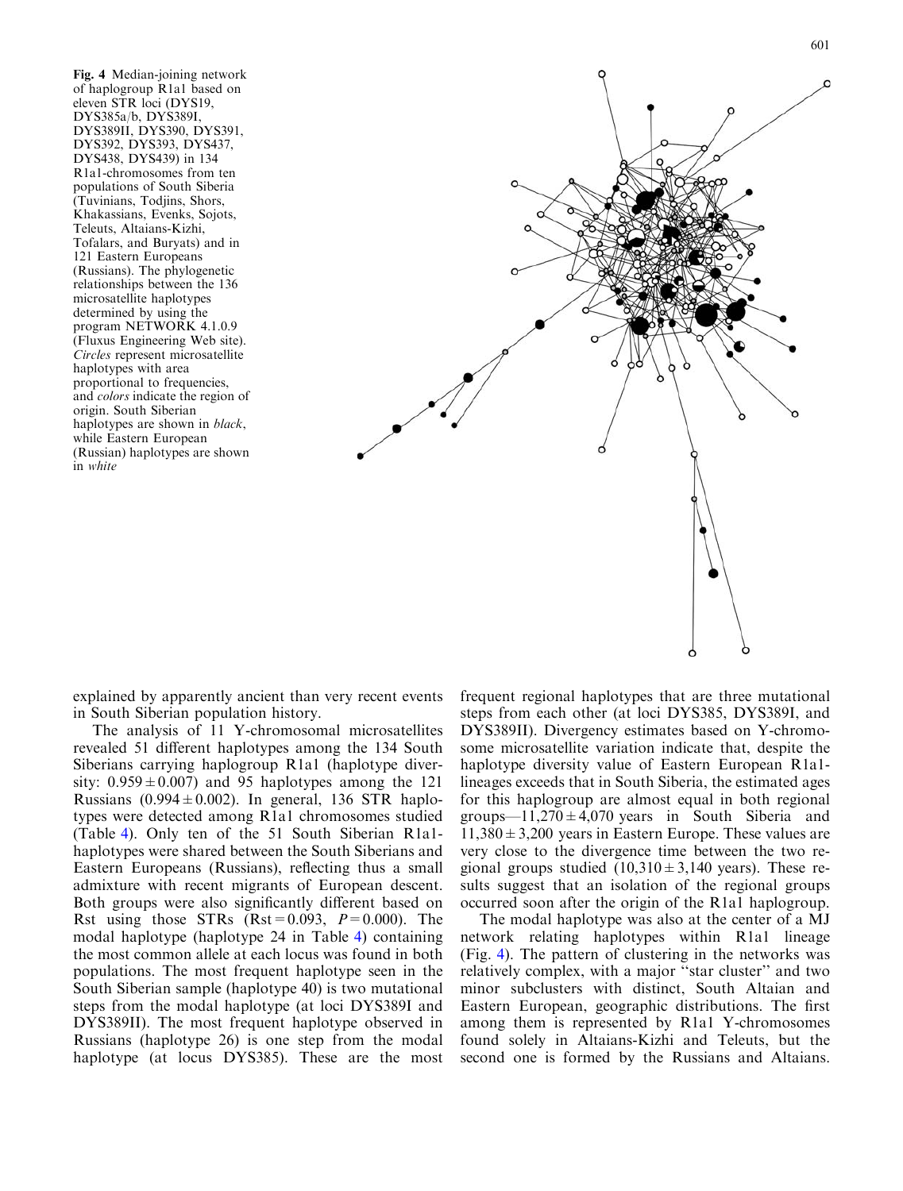**Fig. 4** Median-joining network of haplogroup R1a1 based on eleven STR loci (DYS19, DYS385a/b, DYS389I, DYS389II, DYS390, DYS391, DYS392, DYS393, DYS437, DYS438, DYS439) in 134 R1a1-chromosomes from ten populations of South Siberia (Tuvinians, Todjins, Shors, Khakassians, Evenks, Sojots, Teleuts, Altaians-Kizhi, Tofalars, and Buryats) and in 121 Eastern Europeans (Russians). The phylogenetic relationships between the 136 microsatellite haplotypes determined by using the program NETWORK 4.1.0.9 (Fluxus Engineering Web site). *Circles* represent microsatellite haplotypes with area proportional to frequencies, and *colors* indicate the region of origin. South Siberian haplotypes are shown in *black*, while Eastern European (Russian) haplotypes are shown in *white*

explained by apparently ancient than very recent events in South Siberian population history.

The analysis of 11 Y-chromosomal microsatellites revealed 51 different haplotypes among the 134 South Siberians carrying haplogroup R1a1 (haplotype diversity: $0.959 \pm 0.007$) and 95 haplotypes among the 121 Russians ($0.994 \pm 0.002$). In general, 136 STR haplotypes were detected among R1a1 chromosomes studied (Table 4). Only ten of the 51 South Siberian R1a1-haplotypes were shared between the South Siberians and Eastern Europeans (Russians), reflecting thus a small admixture with recent migrants of European descent. Both groups were also significantly different based on Rst using those STRs ($Rst = 0.093$, $P = 0.000$). The modal haplotype (haplotype 24 in Table 4) containing the most common allele at each locus was found in both populations. The most frequent haplotype seen in the South Siberian sample (haplotype 40) is two mutational steps from the modal haplotype (at loci DYS389I and DYS389II). The most frequent haplotype observed in Russians (haplotype 26) is one step from the modal haplotype (at locus DYS385). These are the most frequent regional haplotypes that are three mutational steps from each other (at loci DYS385, DYS389I, and DYS389II). Divergency estimates based on Y-chromosome microsatellite variation indicate that, despite the haplotype diversity value of Eastern European R1a1-lineages exceeds that in South Siberia, the estimated ages for this haplogroup are almost equal in both regional groups—$11{,}270 \pm 4{,}070$ years in South Siberia and $11{,}380 \pm 3{,}200$ years in Eastern Europe. These values are very close to the divergence time between the two regional groups studied ($10{,}310 \pm 3{,}140$ years). These results suggest that an isolation of the regional groups occurred soon after the origin of the R1a1 haplogroup.

The modal haplotype was also at the center of a MJ network relating haplotypes within R1a1 lineage (Fig. 4). The pattern of clustering in the networks was relatively complex, with a major "star cluster" and two minor subclusters with distinct, South Altaian and Eastern European, geographic distributions. The first among them is represented by R1a1 Y-chromosomes found solely in Altaians-Kizhi and Teleuts, but the second one is formed by the Russians and Altaians.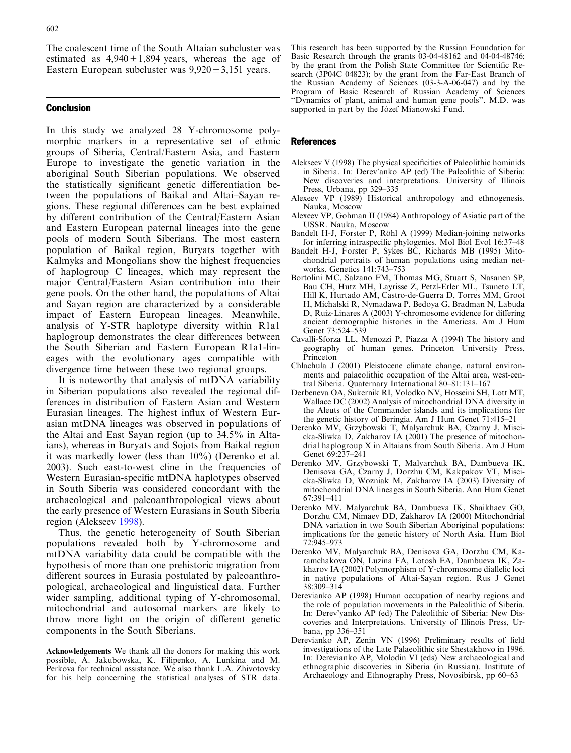The coalescent time of the South Altaian subcluster was estimated as $4,940 \pm 1,894$ years, whereas the age of Eastern European subcluster was $9,920 \pm 3,151$ years.

## Conclusion

In this study we analyzed 28 Y-chromosome polymorphic markers in a representative set of ethnic groups of Siberia, Central/Eastern Asia, and Eastern Europe to investigate the genetic variation in the aboriginal South Siberian populations. We observed the statistically significant genetic differentiation between the populations of Baikal and Altai–Sayan regions. These regional differences can be best explained by different contribution of the Central/Eastern Asian and Eastern European paternal lineages into the gene pools of modern South Siberians. The most eastern population of Baikal region, Buryats together with Kalmyks and Mongolians show the highest frequencies of haplogroup C lineages, which may represent the major Central/Eastern Asian contribution into their gene pools. On the other hand, the populations of Altai and Sayan region are characterized by a considerable impact of Eastern European lineages. Meanwhile, analysis of Y-STR haplotype diversity within R1a1 haplogroup demonstrates the clear differences between the South Siberian and Eastern European R1a1-lineages with the evolutionary ages compatible with divergence time between these two regional groups.

It is noteworthy that analysis of mtDNA variability in Siberian populations also revealed the regional differences in distribution of Eastern Asian and Western Eurasian lineages. The highest influx of Western Eurasian mtDNA lineages was observed in populations of the Altai and East Sayan region (up to 34.5% in Altaians), whereas in Buryats and Sojots from Baikal region it was markedly lower (less than 10%) (Derenko et al. 2003). Such east-to-west cline in the frequencies of Western Eurasian-specific mtDNA haplotypes observed in South Siberia was considered concordant with the archaeological and paleoanthropological views about the early presence of Western Eurasians in South Siberia region (Alekseev 1998).

Thus, the genetic heterogeneity of South Siberian populations revealed both by Y-chromosome and mtDNA variability data could be compatible with the hypothesis of more than one prehistoric migration from different sources in Eurasia postulated by paleoanthropological, archaeological and linguistical data. Further wider sampling, additional typing of Y-chromosomal, mitochondrial and autosomal markers are likely to throw more light on the origin of different genetic components in the South Siberians.

**Acknowledgements** We thank all the donors for making this work possible, A. Jakubowska, K. Filipenko, A. Lunkina and M. Perkova for technical assistance. We also thank L.A. Zhivotovsky for his help concerning the statistical analyses of STR data. This research has been supported by the Russian Foundation for Basic Research through the grants 03-04-48162 and 04-04-48746; by the grant from the Polish State Committee for Scientific Research (3P04C 04823); by the grant from the Far-East Branch of the Russian Academy of Sciences (03-3-A-06-047) and by the Program of Basic Research of Russian Academy of Sciences "Dynamics of plant, animal and human gene pools". M.D. was supported in part by the Józef Mianowski Fund.

## References

Alekseev V (1998) The physical specificities of Paleolithic hominids in Siberia. In: Derev'anko AP (ed) The Paleolithic of Siberia: New discoveries and interpretations. University of Illinois Press, Urbana, pp 329–335

Alexeev VP (1989) Historical anthropology and ethnogenesis. Nauka, Moscow

Alexeev VP, Gohman II (1984) Anthropology of Asiatic part of the USSR. Nauka, Moscow

Bandelt H-J, Forster P, Röhl A (1999) Median-joining networks for inferring intraspecific phylogenies. Mol Biol Evol 16:37–48

Bandelt H-J, Forster P, Sykes BC, Richards MB (1995) Mitochondrial portraits of human populations using median networks. Genetics 141:743–753

Bortolini MC, Salzano FM, Thomas MG, Stuart S, Nasanen SP, Bau CH, Hutz MH, Layrisse Z, Petzl-Erler ML, Tsuneto LT, Hill K, Hurtado AM, Castro-de-Guerra D, Torres MM, Groot H, Michalski R, Nymadawa P, Bedoya G, Bradman N, Labuda D, Ruiz-Linares A (2003) Y-chromosome evidence for differing ancient demographic histories in the Americas. Am J Hum Genet 73:524–539

Cavalli-Sforza LL, Menozzi P, Piazza A (1994) The history and geography of human genes. Princeton University Press, Princeton

Chlachula J (2001) Pleistocene climate change, natural environments and palaeolithic occupation of the Altai area, west-central Siberia. Quaternary International 80–81:131–167

Derbeneva OA, Sukernik RI, Volodko NV, Hosseini SH, Lott MT, Wallace DC (2002) Analysis of mitochondrial DNA diversity in the Aleuts of the Commander islands and its implications for the genetic history of Beringia. Am J Hum Genet 71:415–21

Derenko MV, Grzybowski T, Malyarchuk BA, Czarny J, Miscicka-Sliwka D, Zakharov IA (2001) The presence of mitochondrial haplogroup X in Altaians from South Siberia. Am J Hum Genet 69:237–241

Derenko MV, Grzybowski T, Malyarchuk BA, Dambueva IK, Denisova GA, Czarny J, Dorzhu CM, Kakpakov VT, Miscicka-Sliwka D, Wozniak M, Zakharov IA (2003) Diversity of mitochondrial DNA lineages in South Siberia. Ann Hum Genet 67:391–411

Derenko MV, Malyarchuk BA, Dambueva IK, Shaikhaev GO, Dorzhu CM, Nimaev DD, Zakharov IA (2000) Mitochondrial DNA variation in two South Siberian Aboriginal populations: implications for the genetic history of North Asia. Hum Biol 72:945–973

Derenko MV, Malyarchuk BA, Denisova GA, Dorzhu CM, Karamchakova ON, Luzina FA, Lotosh EA, Dambueva IK, Zakharov IA (2002) Polymorphism of Y-chromosome diallelic loci in native populations of Altai-Sayan region. Rus J Genet 38:309–314

Derevianko AP (1998) Human occupation of nearby regions and the role of population movements in the Paleolithic of Siberia. In: Derev'yanko AP (ed) The Paleolithic of Siberia: New Discoveries and Interpretations. University of Illinois Press, Urbana, pp 336–351

Derevianko AP, Zenin VN (1996) Preliminary results of field investigations of the Late Palaeolithic site Shestakhovo in 1996. In: Derevianko AP, Molodin VI (eds) New archaeological and ethnographic discoveries in Siberia (in Russian). Institute of Archaeology and Ethnography Press, Novosibirsk, pp 60–63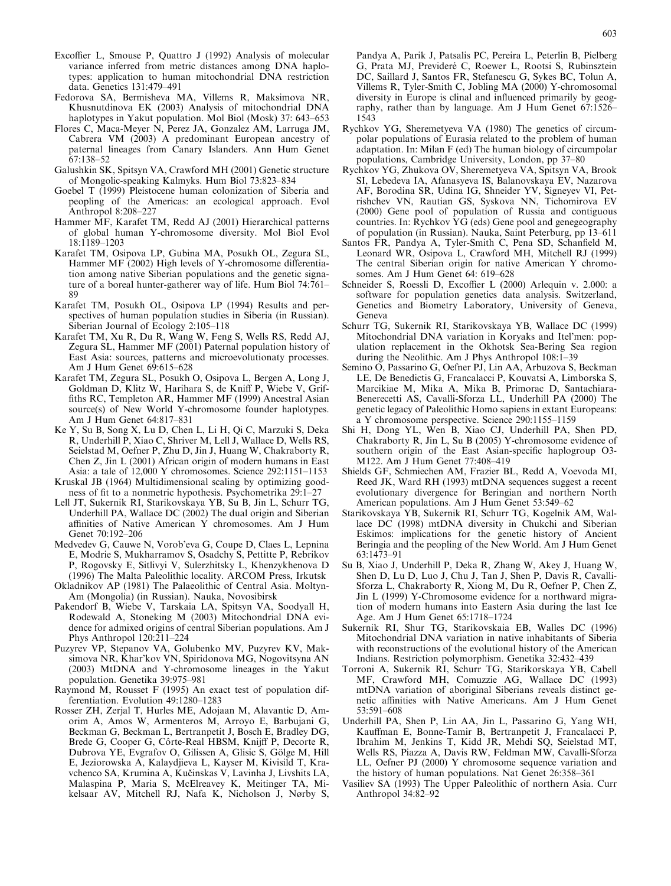Excoffier L, Smouse P, Quattro J (1992) Analysis of molecular variance inferred from metric distances among DNA haplotypes: application to human mitochondrial DNA restriction data. Genetics 131:479–491

Fedorova SA, Bermisheva MA, Villems R, Maksimova NR, Khusnutdinova EK (2003) Analysis of mitochondrial DNA haplotypes in Yakut population. Mol Biol (Mosk) 37: 643–653

Flores C, Maca-Meyer N, Perez JA, Gonzalez AM, Larruga JM, Cabrera VM (2003) A predominant European ancestry of paternal lineages from Canary Islanders. Ann Hum Genet 67:138–52

Galushkin SK, Spitsyn VA, Crawford MH (2001) Genetic structure of Mongolic-speaking Kalmyks. Hum Biol 73:823–834

Goebel T (1999) Pleistocene human colonization of Siberia and peopling of the Americas: an ecological approach. Evol Anthropol 8:208–227

Hammer MF, Karafet TM, Redd AJ (2001) Hierarchical patterns of global human Y-chromosome diversity. Mol Biol Evol 18:1189–1203

Karafet TM, Osipova LP, Gubina MA, Posukh OL, Zegura SL, Hammer MF (2002) High levels of Y-chromosome differentiation among native Siberian populations and the genetic signature of a boreal hunter-gatherer way of life. Hum Biol 74:761–89

Karafet TM, Posukh OL, Osipova LP (1994) Results and perspectives of human population studies in Siberia (in Russian). Siberian Journal of Ecology 2:105–118

Karafet TM, Xu R, Du R, Wang W, Feng S, Wells RS, Redd AJ, Zegura SL, Hammer MF (2001) Paternal population history of East Asia: sources, patterns and microevolutionaty processes. Am J Hum Genet 69:615–628

Karafet TM, Zegura SL, Posukh O, Osipova L, Bergen A, Long J, Goldman D, Klitz W, Harihara S, de Kniff P, Wiebe V, Griffiths RC, Templeton AR, Hammer MF (1999) Ancestral Asian source(s) of New World Y-chromosome founder haplotypes. Am J Hum Genet 64:817–831

Ke Y, Su B, Song X, Lu D, Chen L, Li H, Qi C, Marzuki S, Deka R, Underhill P, Xiao C, Shriver M, Lell J, Wallace D, Wells RS, Seielstad M, Oefner P, Zhu D, Jin J, Huang W, Chakraborty R, Chen Z, Jin L (2001) African origin of modern humans in East Asia: a tale of 12,000 Y chromosomes. Science 292:1151–1153

Kruskal JB (1964) Multidimensional scaling by optimizing goodness of fit to a nonmetric hypothesis. Psychometrika 29:1–27

Lell JT, Sukernik RI, Starikovskaya YB, Su B, Jin L, Schurr TG, Underhill PA, Wallace DC (2002) The dual origin and Siberian affinities of Native American Y chromosomes. Am J Hum Genet 70:192–206

Medvedev G, Cauwe N, Vorob'eva G, Coupe D, Claes L, Lepnina E, Modrie S, Mukharramov S, Osadchy S, Pettitte P, Rebrikov P, Rogovsky E, Sitlivyi V, Sulerzhitsky L, Khenzykhenova D (1996) The Malta Paleolithic locality. ARCOM Press, Irkutsk

Okladnikov AP (1981) The Palaeolithic of Central Asia. Moltyn-Am (Mongolia) (in Russian). Nauka, Novosibirsk

Pakendorf B, Wiebe V, Tarskaia LA, Spitsyn VA, Soodyall H, Rodewald A, Stoneking M (2003) Mitochondrial DNA evidence for admixed origins of central Siberian populations. Am J Phys Anthropol 120:211–224

Puzyrev VP, Stepanov VA, Golubenko MV, Puzyrev KV, Maksimova NR, Khar'kov VN, Spiridonova MG, Nogovitsyna AN (2003) MtDNA and Y-chromosome lineages in the Yakut population. Genetika 39:975–981

Raymond M, Rousset F (1995) An exact test of population differentiation. Evolution 49:1280–1283

Rosser ZH, Zerjal T, Hurles ME, Adojaan M, Alavantic D, Amorim A, Amos W, Armenteros M, Arroyo E, Barbujani G, Beckman G, Beckman L, Bertranpetit J, Bosch E, Bradley DG, Brede G, Cooper G, Côrte-Real HBSM, Knijff P, Decorte R, Dubrova YE, Evgrafov O, Gilissen A, Glisic S, Gölge M, Hill E, Jeziorowska A, Kalaydjieva L, Kayser M, Kivisild T, Kravchenco SA, Krumina A, Kučinskas V, Lavinha J, Livshits LA, Malaspina P, Maria S, McElreavey K, Meitinger TA, Mikelsaar AV, Mitchell RJ, Nafa K, Nicholson J, Nørby S, Pandya A, Parik J, Patsalis PC, Pereira L, Peterlin B, Pielberg G, Prata MJ, Previderé C, Roewer L, Rootsi S, Rubinsztein DC, Saillard J, Santos FR, Stefanescu G, Sykes BC, Tolun A, Villems R, Tyler-Smith C, Jobling MA (2000) Y-chromosomal diversity in Europe is clinal and influenced primarily by geography, rather than by language. Am J Hum Genet 67:1526–1543

Rychkov YG, Sheremetyeva VA (1980) The genetics of circumpolar populations of Eurasia related to the problem of human adaptation. In: Milan F (ed) The human biology of circumpolar populations, Cambridge University, London, pp 37–80

Rychkov YG, Zhukova OV, Sheremetyeva VA, Spitsyn VA, Brook SI, Lebedeva IA, Afanasyeva IS, Balanovskaya EV, Nazarova AF, Borodina SR, Udina IG, Shneider YV, Signeyev VI, Petrishchev VN, Rautian GS, Syskova NN, Tichomirova EV (2000) Gene pool of population of Russia and contiguous countries. In: Rychkov YG (eds) Gene pool and genegeography of population (in Russian). Nauka, Saint Peterburg, pp 13–611

Santos FR, Pandya A, Tyler-Smith C, Pena SD, Schanfield M, Leonard WR, Osipova L, Crawford MH, Mitchell RJ (1999) The central Siberian origin for native American Y chromosomes. Am J Hum Genet 64: 619–628

Schneider S, Roessli D, Excoffier L (2000) Arlequin v. 2.000: a software for population genetics data analysis. Switzerland, Genetics and Biometry Laboratory, University of Geneva, Geneva

Schurr TG, Sukernik RI, Starikovskaya YB, Wallace DC (1999) Mitochondrial DNA variation in Koryaks and Itel'men: population replacement in the Okhotsk Sea-Bering Sea region during the Neolithic. Am J Phys Anthropol 108:1–39

Semino O, Passarino G, Oefner PJ, Lin AA, Arbuzova S, Beckman LE, De Benedictis G, Francalacci P, Kouvatsi A, Limborska S, Marcikiae M, Mika A, Mika B, Primorac D, Santachiara-Benerecetti AS, Cavalli-Sforza LL, Underhill PA (2000) The genetic legacy of Paleolithic Homo sapiens in extant Europeans: a Y chromosome perspective. Science 290:1155–1159

Shi H, Dong YL, Wen B, Xiao CJ, Underhill PA, Shen PD, Chakraborty R, Jin L, Su B (2005) Y-chromosome evidence of southern origin of the East Asian-specific haplogroup O3-M122. Am J Hum Genet 77:408–419

Shields GF, Schmiechen AM, Frazier BL, Redd A, Voevoda MI, Reed JK, Ward RH (1993) mtDNA sequences suggest a recent evolutionary divergence for Beringian and northern North American populations. Am J Hum Genet 53:549–62

Starikovskaya YB, Sukernik RI, Schurr TG, Kogelnik AM, Wallace DC (1998) mtDNA diversity in Chukchi and Siberian Eskimos: implications for the genetic history of Ancient Beringia and the peopling of the New World. Am J Hum Genet 63:1473–91

Su B, Xiao J, Underhill P, Deka R, Zhang W, Akey J, Huang W, Shen D, Lu D, Luo J, Chu J, Tan J, Shen P, Davis R, Cavalli-Sforza L, Chakraborty R, Xiong M, Du R, Oefner P, Chen Z, Jin L (1999) Y-Chromosome evidence for a northward migration of modern humans into Eastern Asia during the last Ice Age. Am J Hum Genet 65:1718–1724

Sukernik RI, Shur TG, Starikovskaia EB, Walles DC (1996) Mitochondrial DNA variation in native inhabitants of Siberia with reconstructions of the evolutional history of the American Indians. Restriction polymorphism. Genetika 32:432–439

Torroni A, Sukernik RI, Schurr TG, Starikorskaya YB, Cabell MF, Crawford MH, Comuzzie AG, Wallace DC (1993) mtDNA variation of aboriginal Siberians reveals distinct genetic affinities with Native Americans. Am J Hum Genet 53:591–608

Underhill PA, Shen P, Lin AA, Jin L, Passarino G, Yang WH, Kauffman E, Bonne-Tamir B, Bertranpetit J, Francalacci P, Ibrahim M, Jenkins T, Kidd JR, Mehdi SQ, Seielstad MT, Wells RS, Piazza A, Davis RW, Feldman MW, Cavalli-Sforza LL, Oefner PJ (2000) Y chromosome sequence variation and the history of human populations. Nat Genet 26:358–361

Vasiliev SA (1993) The Upper Paleolithic of northern Asia. Curr Anthropol 34:82–92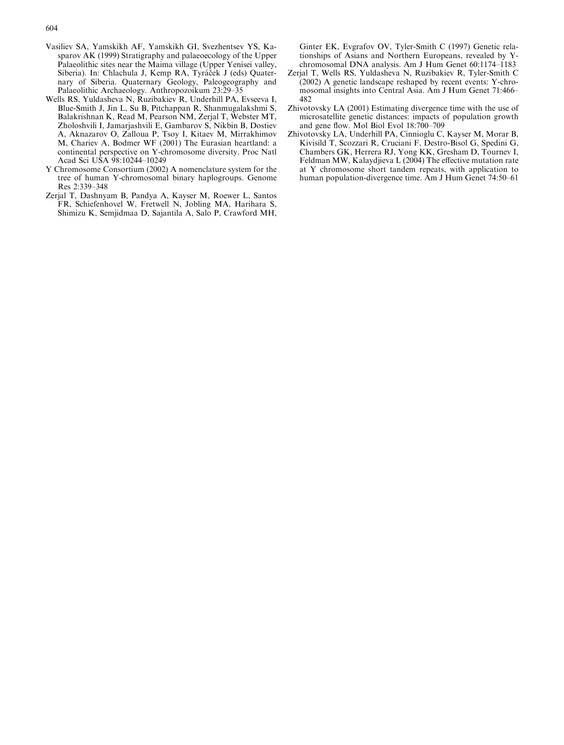Vasiliev SA, Yamskikh AF, Yamskikh GI, Svezhentsev YS, Kasparov AK (1999) Stratigraphy and palaeoecology of the Upper Palaeolithic sites near the Maima village (Upper Yenisei valley, Siberia). In: Chlachula J, Kemp RA, Tyráček J (eds) Quaternary of Siberia. Quaternary Geology, Paleogeography and Palaeolithic Archaeology. Anthropozoikum 23:29–35

Wells RS, Yuldasheva N, Ruzibakiev R, Underhill PA, Evseeva I, Blue-Smith J, Jin L, Su B, Pitchappan R, Shanmugalakshmi S, Balakrishnan K, Read M, Pearson NM, Zerjal T, Webster MT, Zholoshvili I, Jamarjashvili E, Gambarov S, Nikbin B, Dostiev A, Aknazarov O, Zalloua P, Tsoy I, Kitaev M, Mirrakhimov M, Chariev A, Bodmer WF (2001) The Eurasian heartland: a continental perspective on Y-chromosome diversity. Proc Natl Acad Sci USA 98:10244–10249

Y Chromosome Consortium (2002) A nomenclature system for the tree of human Y-chromosomal binary haplogroups. Genome Res 2:339–348

Zerjal T, Dashnyam B, Pandya A, Kayser M, Roewer L, Santos FR, Schiefenhovel W, Fretwell N, Jobling MA, Harihara S, Shimizu K, Semjidmaa D, Sajantila A, Salo P, Crawford MH, Ginter EK, Evgrafov OV, Tyler-Smith C (1997) Genetic relationships of Asians and Northern Europeans, revealed by Y-chromosomal DNA analysis. Am J Hum Genet 60:1174–1183

Zerjal T, Wells RS, Yuldasheva N, Ruzibakiev R, Tyler-Smith C (2002) A genetic landscape reshaped by recent events: Y-chromosomal insights into Central Asia. Am J Hum Genet 71:466–482

Zhivotovsky LA (2001) Estimating divergence time with the use of microsatellite genetic distances: impacts of population growth and gene flow. Mol Biol Evol 18:700–709

Zhivotovsky LA, Underhill PA, Cinnioglu C, Kayser M, Morar B, Kivisild T, Scozzari R, Cruciani F, Destro-Bisol G, Spedini G, Chambers GK, Herrera RJ, Yong KK, Gresham D, Tournev I, Feldman MW, Kalaydjieva L (2004) The effective mutation rate at Y chromosome short tandem repeats, with application to human population-divergence time. Am J Hum Genet 74:50–61